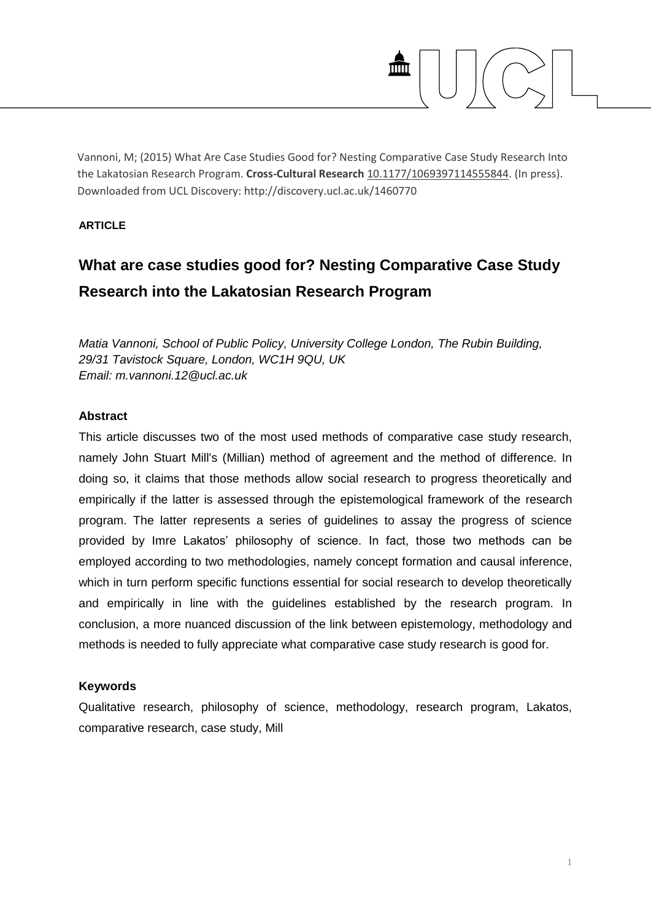Vannoni, M; (2015) What Are Case Studies Good for? Nesting Comparative Case Study Research Into the Lakatosian Research Program. **Cross-Cultural Research** 10.1177/1069397114555844. (In press). Downloaded from UCL Discovery: http://discovery.ucl.ac.uk/1460770

**ARTICLE**

# What are case studies good for? Nesting Comparative Case Study Research into the Lakatosian Research Program

*Matia Vannoni, School of Public Policy, University College London, The Rubin Building, 29/31 Tavistock Square, London, WC1H 9QU, UK*
*Email: m.vannoni.12@ucl.ac.uk*

## Abstract

This article discusses two of the most used methods of comparative case study research, namely John Stuart Mill's (Millian) method of agreement and the method of difference. In doing so, it claims that those methods allow social research to progress theoretically and empirically if the latter is assessed through the epistemological framework of the research program. The latter represents a series of guidelines to assay the progress of science provided by Imre Lakatos' philosophy of science. In fact, those two methods can be employed according to two methodologies, namely concept formation and causal inference, which in turn perform specific functions essential for social research to develop theoretically and empirically in line with the guidelines established by the research program. In conclusion, a more nuanced discussion of the link between epistemology, methodology and methods is needed to fully appreciate what comparative case study research is good for.

## Keywords

Qualitative research, philosophy of science, methodology, research program, Lakatos, comparative research, case study, Mill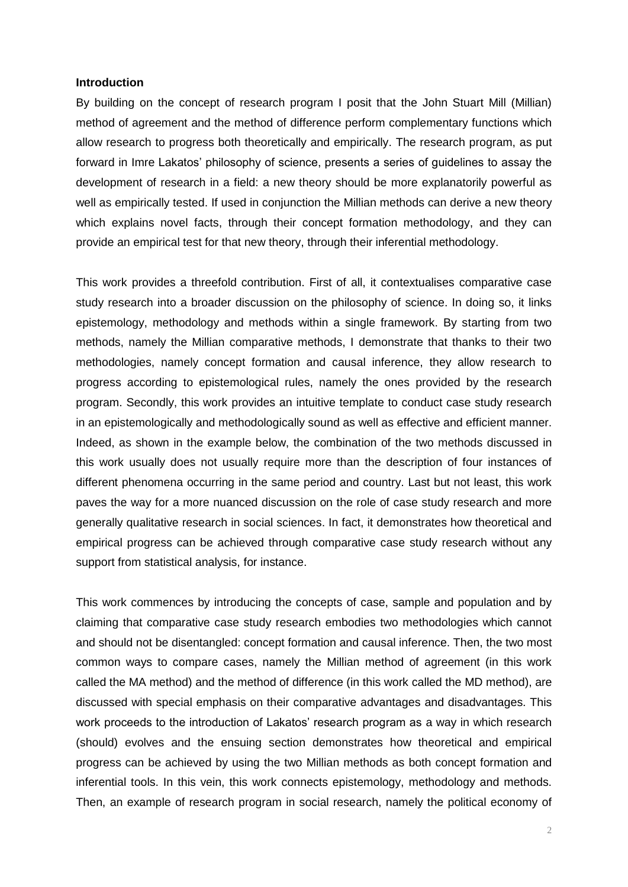**Introduction**

By building on the concept of research program I posit that the John Stuart Mill (Millian) method of agreement and the method of difference perform complementary functions which allow research to progress both theoretically and empirically. The research program, as put forward in Imre Lakatos' philosophy of science, presents a series of guidelines to assay the development of research in a field: a new theory should be more explanatorily powerful as well as empirically tested. If used in conjunction the Millian methods can derive a new theory which explains novel facts, through their concept formation methodology, and they can provide an empirical test for that new theory, through their inferential methodology.

This work provides a threefold contribution. First of all, it contextualises comparative case study research into a broader discussion on the philosophy of science. In doing so, it links epistemology, methodology and methods within a single framework. By starting from two methods, namely the Millian comparative methods, I demonstrate that thanks to their two methodologies, namely concept formation and causal inference, they allow research to progress according to epistemological rules, namely the ones provided by the research program. Secondly, this work provides an intuitive template to conduct case study research in an epistemologically and methodologically sound as well as effective and efficient manner. Indeed, as shown in the example below, the combination of the two methods discussed in this work usually does not usually require more than the description of four instances of different phenomena occurring in the same period and country. Last but not least, this work paves the way for a more nuanced discussion on the role of case study research and more generally qualitative research in social sciences. In fact, it demonstrates how theoretical and empirical progress can be achieved through comparative case study research without any support from statistical analysis, for instance.

This work commences by introducing the concepts of case, sample and population and by claiming that comparative case study research embodies two methodologies which cannot and should not be disentangled: concept formation and causal inference. Then, the two most common ways to compare cases, namely the Millian method of agreement (in this work called the MA method) and the method of difference (in this work called the MD method), are discussed with special emphasis on their comparative advantages and disadvantages. This work proceeds to the introduction of Lakatos' research program as a way in which research (should) evolves and the ensuing section demonstrates how theoretical and empirical progress can be achieved by using the two Millian methods as both concept formation and inferential tools. In this vein, this work connects epistemology, methodology and methods. Then, an example of research program in social research, namely the political economy of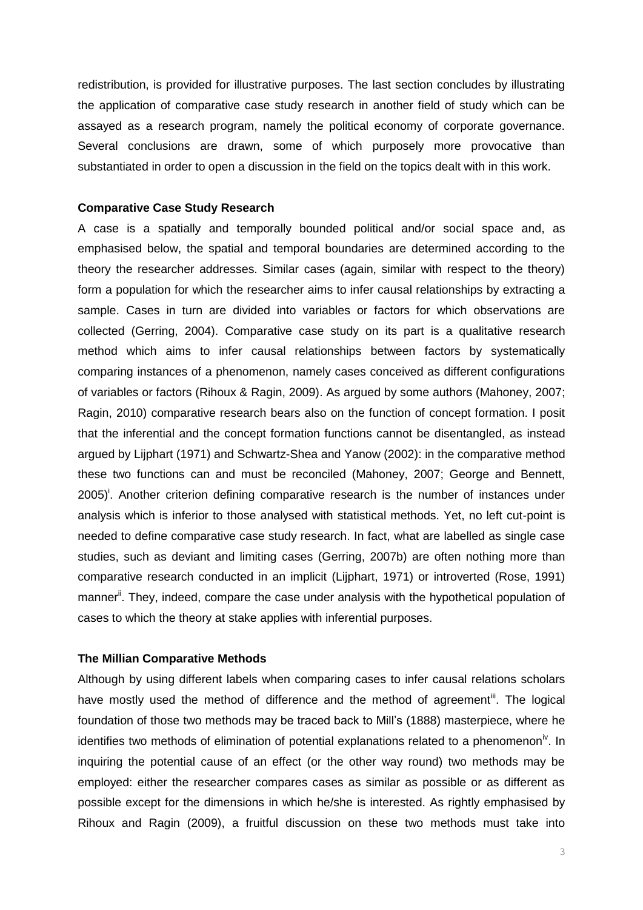redistribution, is provided for illustrative purposes. The last section concludes by illustrating the application of comparative case study research in another field of study which can be assayed as a research program, namely the political economy of corporate governance. Several conclusions are drawn, some of which purposely more provocative than substantiated in order to open a discussion in the field on the topics dealt with in this work.

## Comparative Case Study Research

A case is a spatially and temporally bounded political and/or social space and, as emphasised below, the spatial and temporal boundaries are determined according to the theory the researcher addresses. Similar cases (again, similar with respect to the theory) form a population for which the researcher aims to infer causal relationships by extracting a sample. Cases in turn are divided into variables or factors for which observations are collected (Gerring, 2004). Comparative case study on its part is a qualitative research method which aims to infer causal relationships between factors by systematically comparing instances of a phenomenon, namely cases conceived as different configurations of variables or factors (Rihoux & Ragin, 2009). As argued by some authors (Mahoney, 2007; Ragin, 2010) comparative research bears also on the function of concept formation. I posit that the inferential and the concept formation functions cannot be disentangled, as instead argued by Lijphart (1971) and Schwartz-Shea and Yanow (2002): in the comparative method these two functions can and must be reconciled (Mahoney, 2007; George and Bennett, 2005)[i]. Another criterion defining comparative research is the number of instances under analysis which is inferior to those analysed with statistical methods. Yet, no left cut-point is needed to define comparative case study research. In fact, what are labelled as single case studies, such as deviant and limiting cases (Gerring, 2007b) are often nothing more than comparative research conducted in an implicit (Lijphart, 1971) or introverted (Rose, 1991) manner[ii]. They, indeed, compare the case under analysis with the hypothetical population of cases to which the theory at stake applies with inferential purposes.

## The Millian Comparative Methods

Although by using different labels when comparing cases to infer causal relations scholars have mostly used the method of difference and the method of agreement[iii]. The logical foundation of those two methods may be traced back to Mill's (1888) masterpiece, where he identifies two methods of elimination of potential explanations related to a phenomenon[iv]. In inquiring the potential cause of an effect (or the other way round) two methods may be employed: either the researcher compares cases as similar as possible or as different as possible except for the dimensions in which he/she is interested. As rightly emphasised by Rihoux and Ragin (2009), a fruitful discussion on these two methods must take into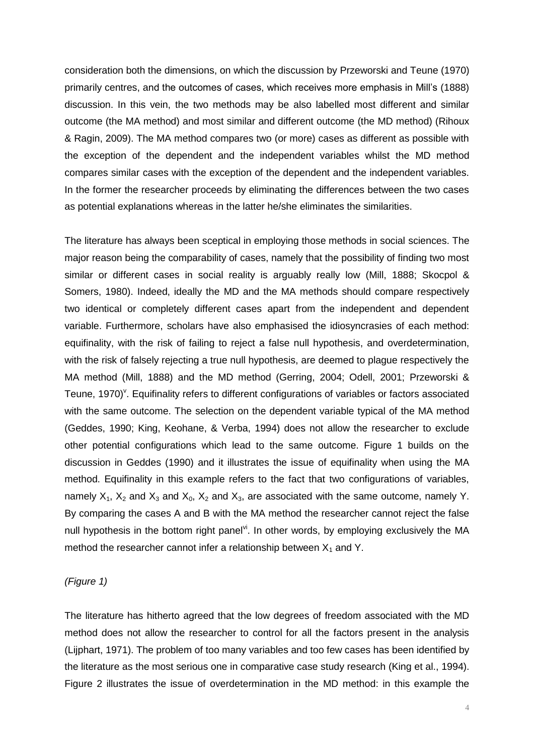consideration both the dimensions, on which the discussion by Przeworski and Teune (1970) primarily centres, and the outcomes of cases, which receives more emphasis in Mill's (1888) discussion. In this vein, the two methods may be also labelled most different and similar outcome (the MA method) and most similar and different outcome (the MD method) (Rihoux & Ragin, 2009). The MA method compares two (or more) cases as different as possible with the exception of the dependent and the independent variables whilst the MD method compares similar cases with the exception of the dependent and the independent variables. In the former the researcher proceeds by eliminating the differences between the two cases as potential explanations whereas in the latter he/she eliminates the similarities.

The literature has always been sceptical in employing those methods in social sciences. The major reason being the comparability of cases, namely that the possibility of finding two most similar or different cases in social reality is arguably really low (Mill, 1888; Skocpol & Somers, 1980). Indeed, ideally the MD and the MA methods should compare respectively two identical or completely different cases apart from the independent and dependent variable. Furthermore, scholars have also emphasised the idiosyncrasies of each method: equifinality, with the risk of failing to reject a false null hypothesis, and overdetermination, with the risk of falsely rejecting a true null hypothesis, are deemed to plague respectively the MA method (Mill, 1888) and the MD method (Gerring, 2004; Odell, 2001; Przeworski & Teune, 1970)[v]. Equifinality refers to different configurations of variables or factors associated with the same outcome. The selection on the dependent variable typical of the MA method (Geddes, 1990; King, Keohane, & Verba, 1994) does not allow the researcher to exclude other potential configurations which lead to the same outcome. Figure 1 builds on the discussion in Geddes (1990) and it illustrates the issue of equifinality when using the MA method. Equifinality in this example refers to the fact that two configurations of variables, namely $X_1$, $X_2$ and $X_3$ and $X_0$, $X_2$ and $X_3$, are associated with the same outcome, namely Y. By comparing the cases A and B with the MA method the researcher cannot reject the false null hypothesis in the bottom right panel[vi]. In other words, by employing exclusively the MA method the researcher cannot infer a relationship between $X_1$ and Y.

*(Figure 1)*

The literature has hitherto agreed that the low degrees of freedom associated with the MD method does not allow the researcher to control for all the factors present in the analysis (Lijphart, 1971). The problem of too many variables and too few cases has been identified by the literature as the most serious one in comparative case study research (King et al., 1994). Figure 2 illustrates the issue of overdetermination in the MD method: in this example the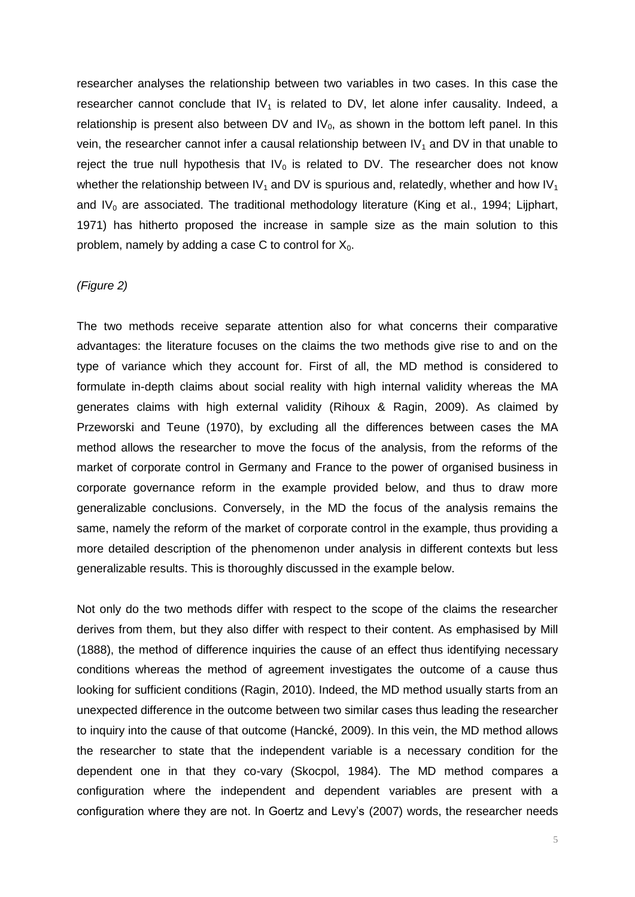researcher analyses the relationship between two variables in two cases. In this case the researcher cannot conclude that $IV_1$ is related to DV, let alone infer causality. Indeed, a relationship is present also between DV and $IV_0$, as shown in the bottom left panel. In this vein, the researcher cannot infer a causal relationship between $IV_1$ and DV in that unable to reject the true null hypothesis that $IV_0$ is related to DV. The researcher does not know whether the relationship between $IV_1$ and DV is spurious and, relatedly, whether and how $IV_1$ and $IV_0$ are associated. The traditional methodology literature (King et al., 1994; Lijphart, 1971) has hitherto proposed the increase in sample size as the main solution to this problem, namely by adding a case C to control for $X_0$.

*(Figure 2)*

The two methods receive separate attention also for what concerns their comparative advantages: the literature focuses on the claims the two methods give rise to and on the type of variance which they account for. First of all, the MD method is considered to formulate in-depth claims about social reality with high internal validity whereas the MA generates claims with high external validity (Rihoux & Ragin, 2009). As claimed by Przeworski and Teune (1970), by excluding all the differences between cases the MA method allows the researcher to move the focus of the analysis, from the reforms of the market of corporate control in Germany and France to the power of organised business in corporate governance reform in the example provided below, and thus to draw more generalizable conclusions. Conversely, in the MD the focus of the analysis remains the same, namely the reform of the market of corporate control in the example, thus providing a more detailed description of the phenomenon under analysis in different contexts but less generalizable results. This is thoroughly discussed in the example below.

Not only do the two methods differ with respect to the scope of the claims the researcher derives from them, but they also differ with respect to their content. As emphasised by Mill (1888), the method of difference inquiries the cause of an effect thus identifying necessary conditions whereas the method of agreement investigates the outcome of a cause thus looking for sufficient conditions (Ragin, 2010). Indeed, the MD method usually starts from an unexpected difference in the outcome between two similar cases thus leading the researcher to inquiry into the cause of that outcome (Hancké, 2009). In this vein, the MD method allows the researcher to state that the independent variable is a necessary condition for the dependent one in that they co-vary (Skocpol, 1984). The MD method compares a configuration where the independent and dependent variables are present with a configuration where they are not. In Goertz and Levy's (2007) words, the researcher needs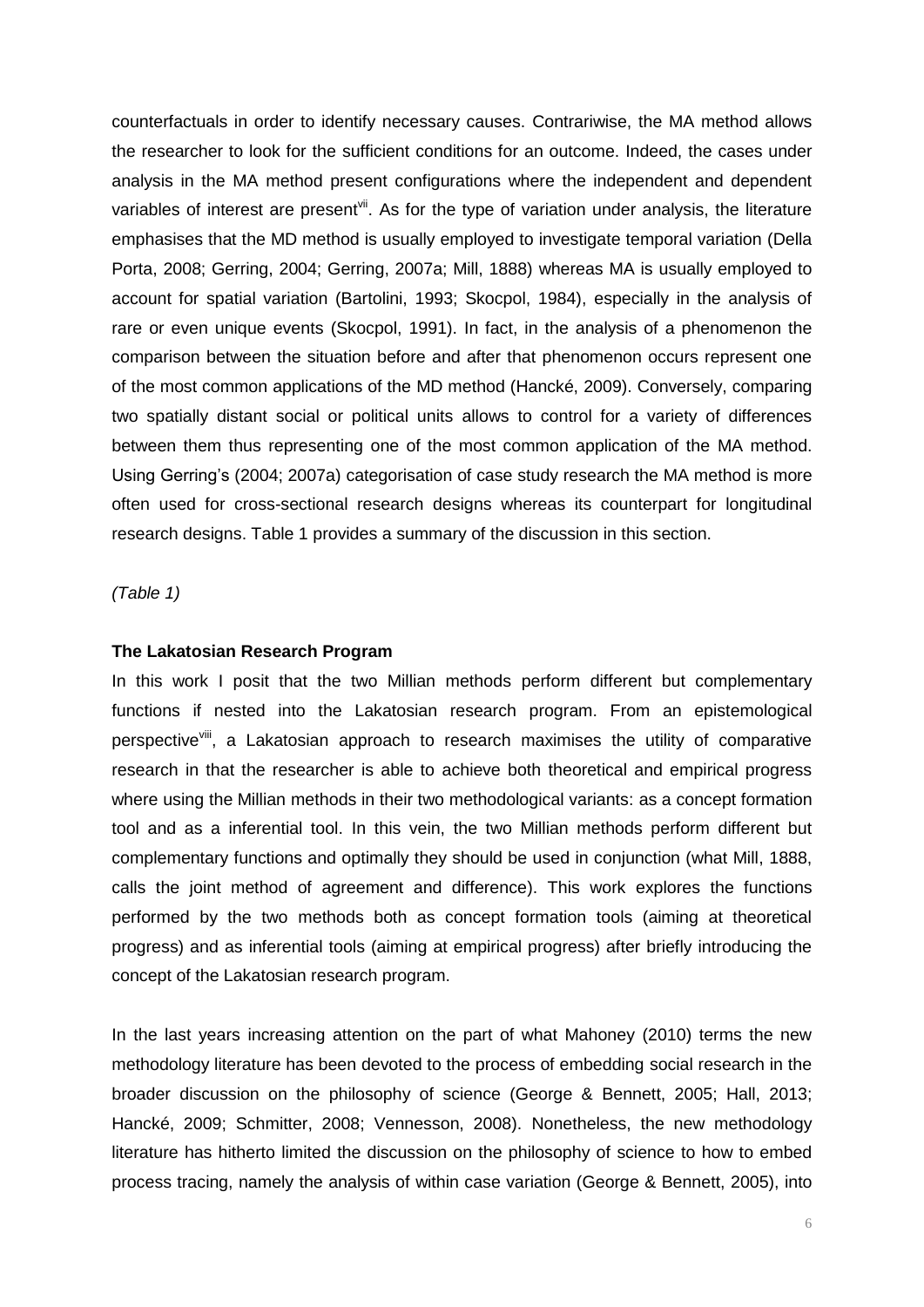counterfactuals in order to identify necessary causes. Contrariwise, the MA method allows the researcher to look for the sufficient conditions for an outcome. Indeed, the cases under analysis in the MA method present configurations where the independent and dependent variables of interest are present[vii]. As for the type of variation under analysis, the literature emphasises that the MD method is usually employed to investigate temporal variation (Della Porta, 2008; Gerring, 2004; Gerring, 2007a; Mill, 1888) whereas MA is usually employed to account for spatial variation (Bartolini, 1993; Skocpol, 1984), especially in the analysis of rare or even unique events (Skocpol, 1991). In fact, in the analysis of a phenomenon the comparison between the situation before and after that phenomenon occurs represent one of the most common applications of the MD method (Hancké, 2009). Conversely, comparing two spatially distant social or political units allows to control for a variety of differences between them thus representing one of the most common application of the MA method. Using Gerring's (2004; 2007a) categorisation of case study research the MA method is more often used for cross-sectional research designs whereas its counterpart for longitudinal research designs. Table 1 provides a summary of the discussion in this section.

*(Table 1)*

**The Lakatosian Research Program**

In this work I posit that the two Millian methods perform different but complementary functions if nested into the Lakatosian research program. From an epistemological perspective[viii], a Lakatosian approach to research maximises the utility of comparative research in that the researcher is able to achieve both theoretical and empirical progress where using the Millian methods in their two methodological variants: as a concept formation tool and as a inferential tool. In this vein, the two Millian methods perform different but complementary functions and optimally they should be used in conjunction (what Mill, 1888, calls the joint method of agreement and difference). This work explores the functions performed by the two methods both as concept formation tools (aiming at theoretical progress) and as inferential tools (aiming at empirical progress) after briefly introducing the concept of the Lakatosian research program.

In the last years increasing attention on the part of what Mahoney (2010) terms the new methodology literature has been devoted to the process of embedding social research in the broader discussion on the philosophy of science (George & Bennett, 2005; Hall, 2013; Hancké, 2009; Schmitter, 2008; Vennesson, 2008). Nonetheless, the new methodology literature has hitherto limited the discussion on the philosophy of science to how to embed process tracing, namely the analysis of within case variation (George & Bennett, 2005), into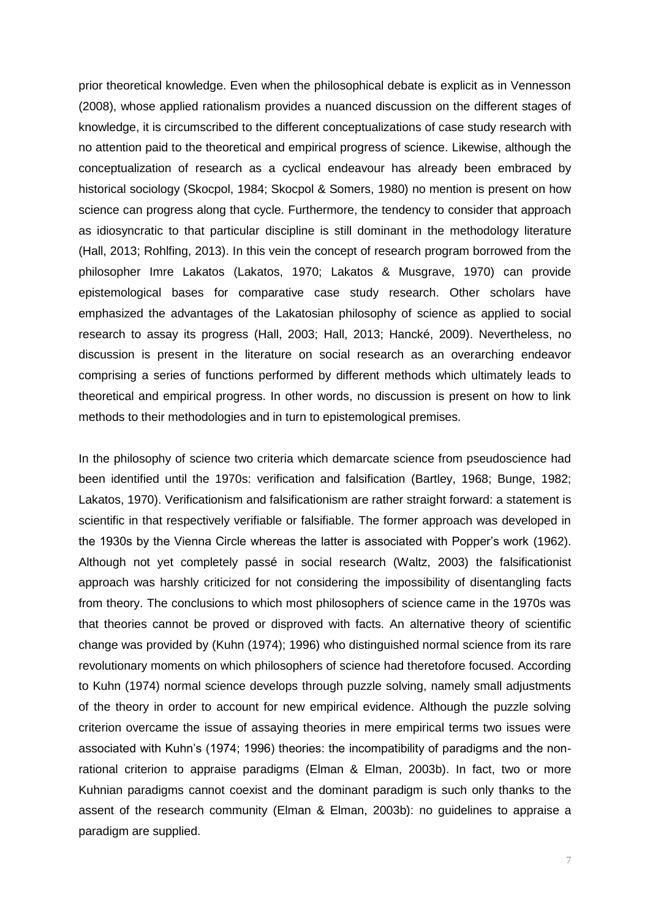prior theoretical knowledge. Even when the philosophical debate is explicit as in Vennesson (2008), whose applied rationalism provides a nuanced discussion on the different stages of knowledge, it is circumscribed to the different conceptualizations of case study research with no attention paid to the theoretical and empirical progress of science. Likewise, although the conceptualization of research as a cyclical endeavour has already been embraced by historical sociology (Skocpol, 1984; Skocpol & Somers, 1980) no mention is present on how science can progress along that cycle. Furthermore, the tendency to consider that approach as idiosyncratic to that particular discipline is still dominant in the methodology literature (Hall, 2013; Rohlfing, 2013). In this vein the concept of research program borrowed from the philosopher Imre Lakatos (Lakatos, 1970; Lakatos & Musgrave, 1970) can provide epistemological bases for comparative case study research. Other scholars have emphasized the advantages of the Lakatosian philosophy of science as applied to social research to assay its progress (Hall, 2003; Hall, 2013; Hancké, 2009). Nevertheless, no discussion is present in the literature on social research as an overarching endeavor comprising a series of functions performed by different methods which ultimately leads to theoretical and empirical progress. In other words, no discussion is present on how to link methods to their methodologies and in turn to epistemological premises.

In the philosophy of science two criteria which demarcate science from pseudoscience had been identified until the 1970s: verification and falsification (Bartley, 1968; Bunge, 1982; Lakatos, 1970). Verificationism and falsificationism are rather straight forward: a statement is scientific in that respectively verifiable or falsifiable. The former approach was developed in the 1930s by the Vienna Circle whereas the latter is associated with Popper's work (1962). Although not yet completely passé in social research (Waltz, 2003) the falsificationist approach was harshly criticized for not considering the impossibility of disentangling facts from theory. The conclusions to which most philosophers of science came in the 1970s was that theories cannot be proved or disproved with facts. An alternative theory of scientific change was provided by (Kuhn (1974); 1996) who distinguished normal science from its rare revolutionary moments on which philosophers of science had theretofore focused. According to Kuhn (1974) normal science develops through puzzle solving, namely small adjustments of the theory in order to account for new empirical evidence. Although the puzzle solving criterion overcame the issue of assaying theories in mere empirical terms two issues were associated with Kuhn's (1974; 1996) theories: the incompatibility of paradigms and the non-rational criterion to appraise paradigms (Elman & Elman, 2003b). In fact, two or more Kuhnian paradigms cannot coexist and the dominant paradigm is such only thanks to the assent of the research community (Elman & Elman, 2003b): no guidelines to appraise a paradigm are supplied.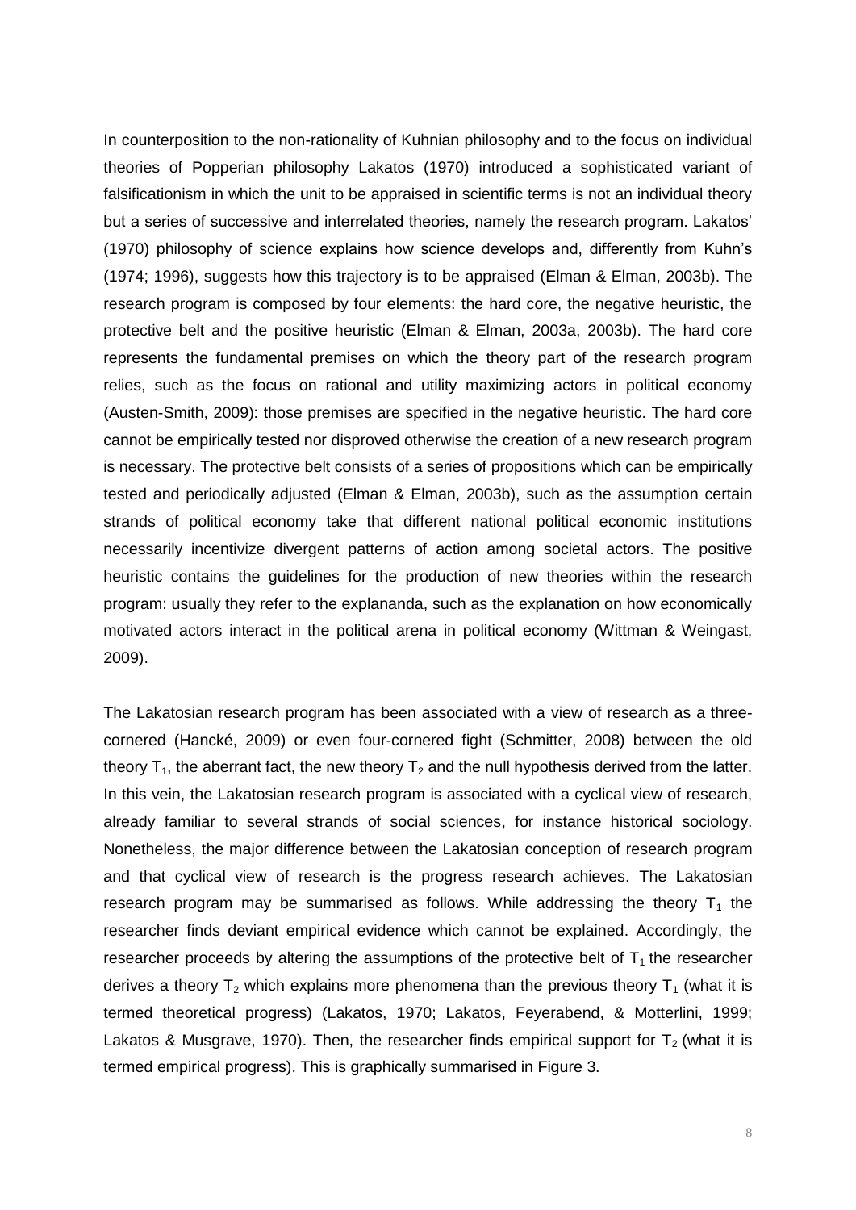In counterposition to the non-rationality of Kuhnian philosophy and to the focus on individual theories of Popperian philosophy Lakatos (1970) introduced a sophisticated variant of falsificationism in which the unit to be appraised in scientific terms is not an individual theory but a series of successive and interrelated theories, namely the research program. Lakatos' (1970) philosophy of science explains how science develops and, differently from Kuhn's (1974; 1996), suggests how this trajectory is to be appraised (Elman & Elman, 2003b). The research program is composed by four elements: the hard core, the negative heuristic, the protective belt and the positive heuristic (Elman & Elman, 2003a, 2003b). The hard core represents the fundamental premises on which the theory part of the research program relies, such as the focus on rational and utility maximizing actors in political economy (Austen-Smith, 2009): those premises are specified in the negative heuristic. The hard core cannot be empirically tested nor disproved otherwise the creation of a new research program is necessary. The protective belt consists of a series of propositions which can be empirically tested and periodically adjusted (Elman & Elman, 2003b), such as the assumption certain strands of political economy take that different national political economic institutions necessarily incentivize divergent patterns of action among societal actors. The positive heuristic contains the guidelines for the production of new theories within the research program: usually they refer to the explananda, such as the explanation on how economically motivated actors interact in the political arena in political economy (Wittman & Weingast, 2009).

The Lakatosian research program has been associated with a view of research as a three-cornered (Hancké, 2009) or even four-cornered fight (Schmitter, 2008) between the old theory $T_1$, the aberrant fact, the new theory $T_2$ and the null hypothesis derived from the latter. In this vein, the Lakatosian research program is associated with a cyclical view of research, already familiar to several strands of social sciences, for instance historical sociology. Nonetheless, the major difference between the Lakatosian conception of research program and that cyclical view of research is the progress research achieves. The Lakatosian research program may be summarised as follows. While addressing the theory $T_1$ the researcher finds deviant empirical evidence which cannot be explained. Accordingly, the researcher proceeds by altering the assumptions of the protective belt of $T_1$ the researcher derives a theory $T_2$ which explains more phenomena than the previous theory $T_1$ (what it is termed theoretical progress) (Lakatos, 1970; Lakatos, Feyerabend, & Motterlini, 1999; Lakatos & Musgrave, 1970). Then, the researcher finds empirical support for $T_2$ (what it is termed empirical progress). This is graphically summarised in Figure 3.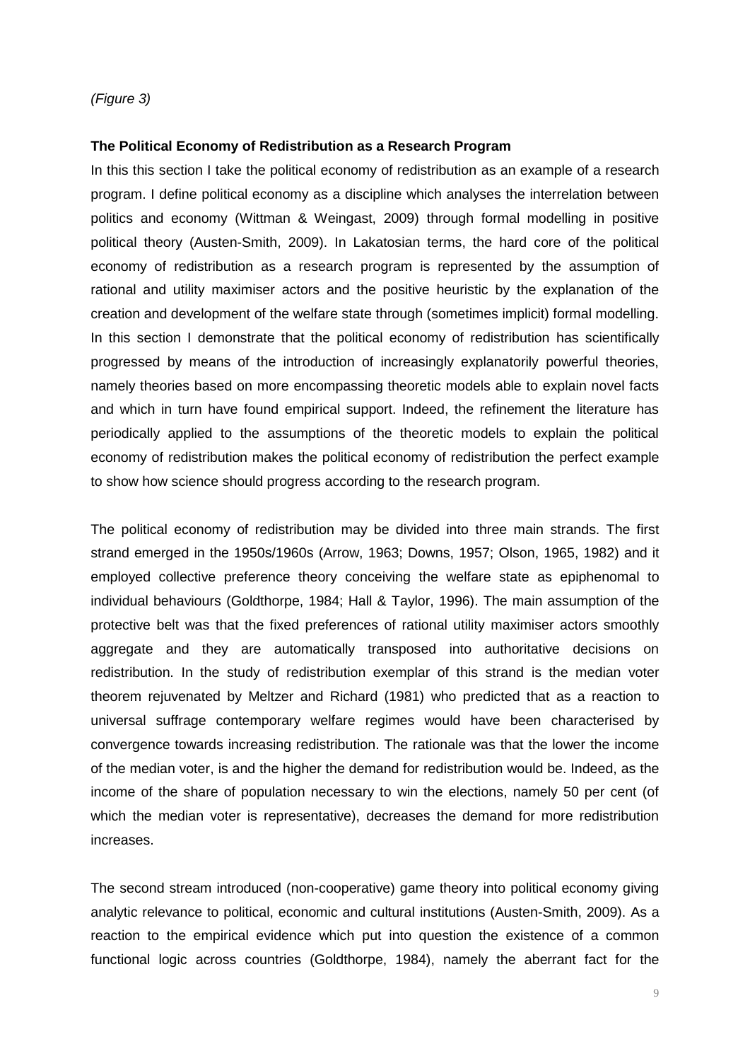*(Figure 3)*

**The Political Economy of Redistribution as a Research Program**

In this this section I take the political economy of redistribution as an example of a research program. I define political economy as a discipline which analyses the interrelation between politics and economy (Wittman & Weingast, 2009) through formal modelling in positive political theory (Austen-Smith, 2009). In Lakatosian terms, the hard core of the political economy of redistribution as a research program is represented by the assumption of rational and utility maximiser actors and the positive heuristic by the explanation of the creation and development of the welfare state through (sometimes implicit) formal modelling. In this section I demonstrate that the political economy of redistribution has scientifically progressed by means of the introduction of increasingly explanatorily powerful theories, namely theories based on more encompassing theoretic models able to explain novel facts and which in turn have found empirical support. Indeed, the refinement the literature has periodically applied to the assumptions of the theoretic models to explain the political economy of redistribution makes the political economy of redistribution the perfect example to show how science should progress according to the research program.

The political economy of redistribution may be divided into three main strands. The first strand emerged in the 1950s/1960s (Arrow, 1963; Downs, 1957; Olson, 1965, 1982) and it employed collective preference theory conceiving the welfare state as epiphenomenal to individual behaviours (Goldthorpe, 1984; Hall & Taylor, 1996). The main assumption of the protective belt was that the fixed preferences of rational utility maximiser actors smoothly aggregate and they are automatically transposed into authoritative decisions on redistribution. In the study of redistribution exemplar of this strand is the median voter theorem rejuvenated by Meltzer and Richard (1981) who predicted that as a reaction to universal suffrage contemporary welfare regimes would have been characterised by convergence towards increasing redistribution. The rationale was that the lower the income of the median voter, is and the higher the demand for redistribution would be. Indeed, as the income of the share of population necessary to win the elections, namely 50 per cent (of which the median voter is representative), decreases the demand for more redistribution increases.

The second stream introduced (non-cooperative) game theory into political economy giving analytic relevance to political, economic and cultural institutions (Austen-Smith, 2009). As a reaction to the empirical evidence which put into question the existence of a common functional logic across countries (Goldthorpe, 1984), namely the aberrant fact for the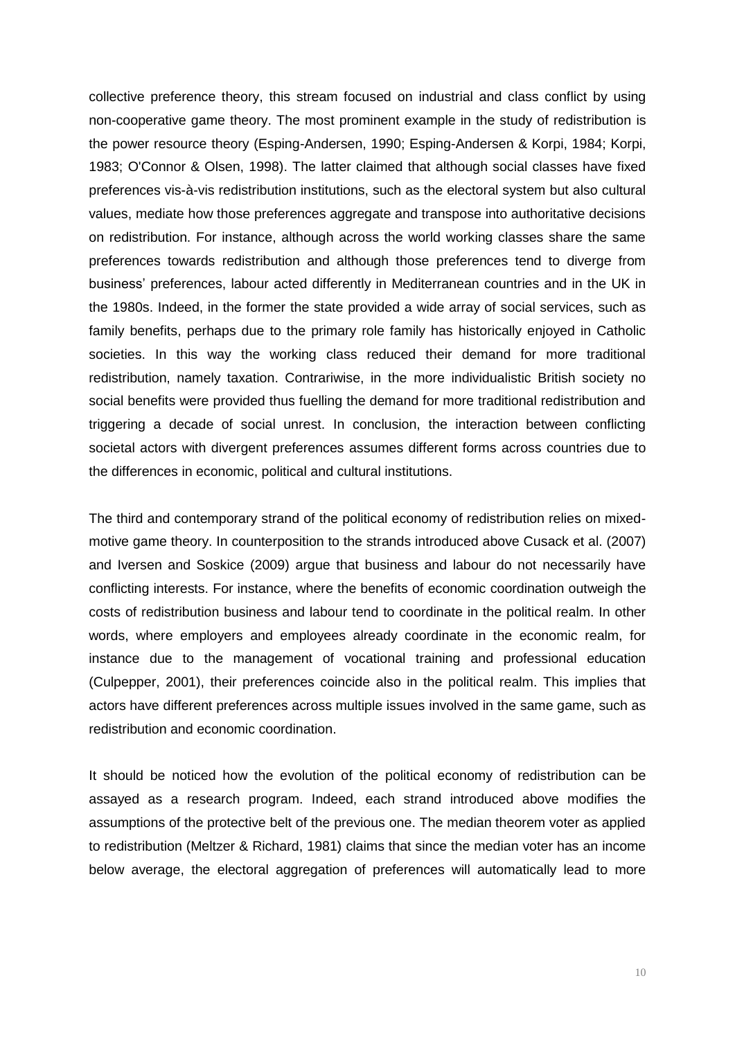collective preference theory, this stream focused on industrial and class conflict by using non-cooperative game theory. The most prominent example in the study of redistribution is the power resource theory (Esping-Andersen, 1990; Esping-Andersen & Korpi, 1984; Korpi, 1983; O'Connor & Olsen, 1998). The latter claimed that although social classes have fixed preferences vis-à-vis redistribution institutions, such as the electoral system but also cultural values, mediate how those preferences aggregate and transpose into authoritative decisions on redistribution. For instance, although across the world working classes share the same preferences towards redistribution and although those preferences tend to diverge from business' preferences, labour acted differently in Mediterranean countries and in the UK in the 1980s. Indeed, in the former the state provided a wide array of social services, such as family benefits, perhaps due to the primary role family has historically enjoyed in Catholic societies. In this way the working class reduced their demand for more traditional redistribution, namely taxation. Contrariwise, in the more individualistic British society no social benefits were provided thus fuelling the demand for more traditional redistribution and triggering a decade of social unrest. In conclusion, the interaction between conflicting societal actors with divergent preferences assumes different forms across countries due to the differences in economic, political and cultural institutions.

The third and contemporary strand of the political economy of redistribution relies on mixed-motive game theory. In counterposition to the strands introduced above Cusack et al. (2007) and Iversen and Soskice (2009) argue that business and labour do not necessarily have conflicting interests. For instance, where the benefits of economic coordination outweigh the costs of redistribution business and labour tend to coordinate in the political realm. In other words, where employers and employees already coordinate in the economic realm, for instance due to the management of vocational training and professional education (Culpepper, 2001), their preferences coincide also in the political realm. This implies that actors have different preferences across multiple issues involved in the same game, such as redistribution and economic coordination.

It should be noticed how the evolution of the political economy of redistribution can be assayed as a research program. Indeed, each strand introduced above modifies the assumptions of the protective belt of the previous one. The median theorem voter as applied to redistribution (Meltzer & Richard, 1981) claims that since the median voter has an income below average, the electoral aggregation of preferences will automatically lead to more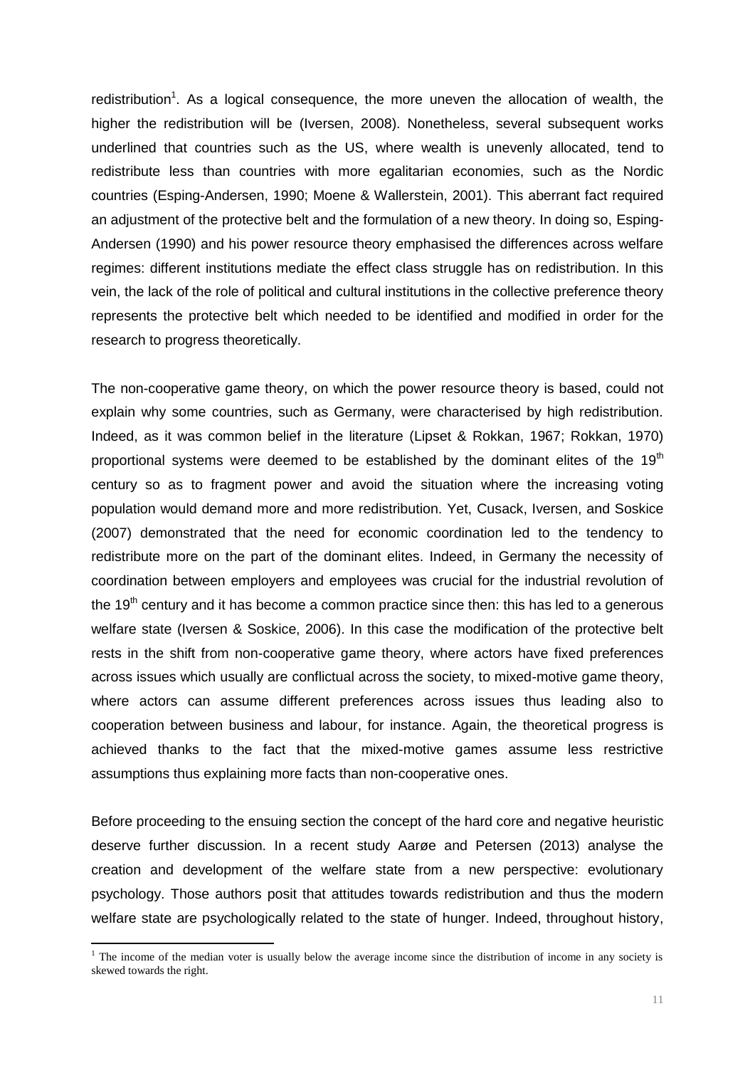redistribution[1]. As a logical consequence, the more uneven the allocation of wealth, the higher the redistribution will be (Iversen, 2008). Nonetheless, several subsequent works underlined that countries such as the US, where wealth is unevenly allocated, tend to redistribute less than countries with more egalitarian economies, such as the Nordic countries (Esping-Andersen, 1990; Moene & Wallerstein, 2001). This aberrant fact required an adjustment of the protective belt and the formulation of a new theory. In doing so, Esping-Andersen (1990) and his power resource theory emphasised the differences across welfare regimes: different institutions mediate the effect class struggle has on redistribution. In this vein, the lack of the role of political and cultural institutions in the collective preference theory represents the protective belt which needed to be identified and modified in order for the research to progress theoretically.

The non-cooperative game theory, on which the power resource theory is based, could not explain why some countries, such as Germany, were characterised by high redistribution. Indeed, as it was common belief in the literature (Lipset & Rokkan, 1967; Rokkan, 1970) proportional systems were deemed to be established by the dominant elites of the 19th century so as to fragment power and avoid the situation where the increasing voting population would demand more and more redistribution. Yet, Cusack, Iversen, and Soskice (2007) demonstrated that the need for economic coordination led to the tendency to redistribute more on the part of the dominant elites. Indeed, in Germany the necessity of coordination between employers and employees was crucial for the industrial revolution of the 19th century and it has become a common practice since then: this has led to a generous welfare state (Iversen & Soskice, 2006). In this case the modification of the protective belt rests in the shift from non-cooperative game theory, where actors have fixed preferences across issues which usually are conflictual across the society, to mixed-motive game theory, where actors can assume different preferences across issues thus leading also to cooperation between business and labour, for instance. Again, the theoretical progress is achieved thanks to the fact that the mixed-motive games assume less restrictive assumptions thus explaining more facts than non-cooperative ones.

Before proceeding to the ensuing section the concept of the hard core and negative heuristic deserve further discussion. In a recent study Aarøe and Petersen (2013) analyse the creation and development of the welfare state from a new perspective: evolutionary psychology. Those authors posit that attitudes towards redistribution and thus the modern welfare state are psychologically related to the state of hunger. Indeed, throughout history,

[1] The income of the median voter is usually below the average income since the distribution of income in any society is skewed towards the right.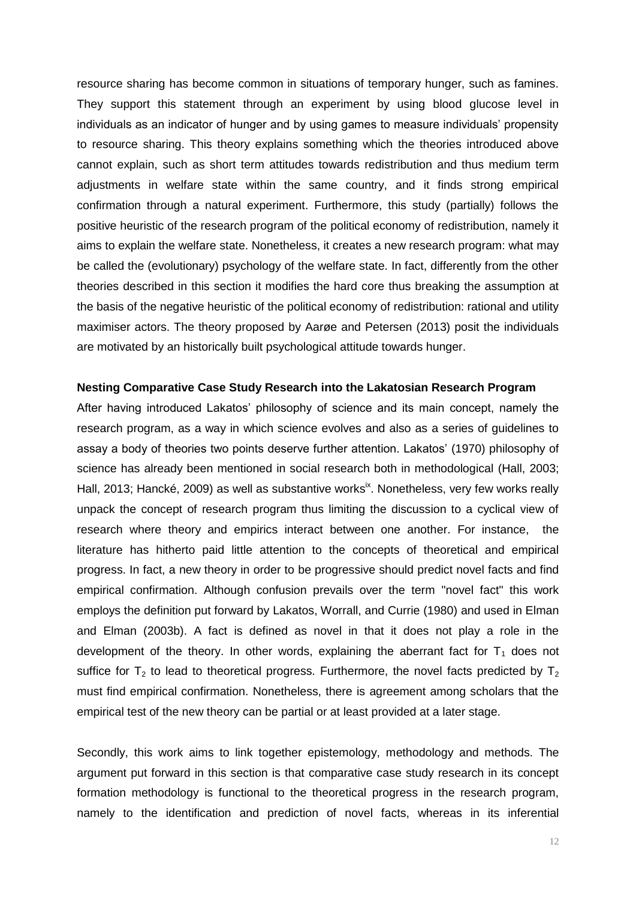resource sharing has become common in situations of temporary hunger, such as famines. They support this statement through an experiment by using blood glucose level in individuals as an indicator of hunger and by using games to measure individuals' propensity to resource sharing. This theory explains something which the theories introduced above cannot explain, such as short term attitudes towards redistribution and thus medium term adjustments in welfare state within the same country, and it finds strong empirical confirmation through a natural experiment. Furthermore, this study (partially) follows the positive heuristic of the research program of the political economy of redistribution, namely it aims to explain the welfare state. Nonetheless, it creates a new research program: what may be called the (evolutionary) psychology of the welfare state. In fact, differently from the other theories described in this section it modifies the hard core thus breaking the assumption at the basis of the negative heuristic of the political economy of redistribution: rational and utility maximiser actors. The theory proposed by Aarøe and Petersen (2013) posit the individuals are motivated by an historically built psychological attitude towards hunger.

**Nesting Comparative Case Study Research into the Lakatosian Research Program**

After having introduced Lakatos' philosophy of science and its main concept, namely the research program, as a way in which science evolves and also as a series of guidelines to assay a body of theories two points deserve further attention. Lakatos' (1970) philosophy of science has already been mentioned in social research both in methodological (Hall, 2003; Hall, 2013; Hancké, 2009) as well as substantive works[ix]. Nonetheless, very few works really unpack the concept of research program thus limiting the discussion to a cyclical view of research where theory and empirics interact between one another. For instance, the literature has hitherto paid little attention to the concepts of theoretical and empirical progress. In fact, a new theory in order to be progressive should predict novel facts and find empirical confirmation. Although confusion prevails over the term "novel fact" this work employs the definition put forward by Lakatos, Worrall, and Currie (1980) and used in Elman and Elman (2003b). A fact is defined as novel in that it does not play a role in the development of the theory. In other words, explaining the aberrant fact for $T_1$ does not suffice for $T_2$ to lead to theoretical progress. Furthermore, the novel facts predicted by $T_2$ must find empirical confirmation. Nonetheless, there is agreement among scholars that the empirical test of the new theory can be partial or at least provided at a later stage.

Secondly, this work aims to link together epistemology, methodology and methods. The argument put forward in this section is that comparative case study research in its concept formation methodology is functional to the theoretical progress in the research program, namely to the identification and prediction of novel facts, whereas in its inferential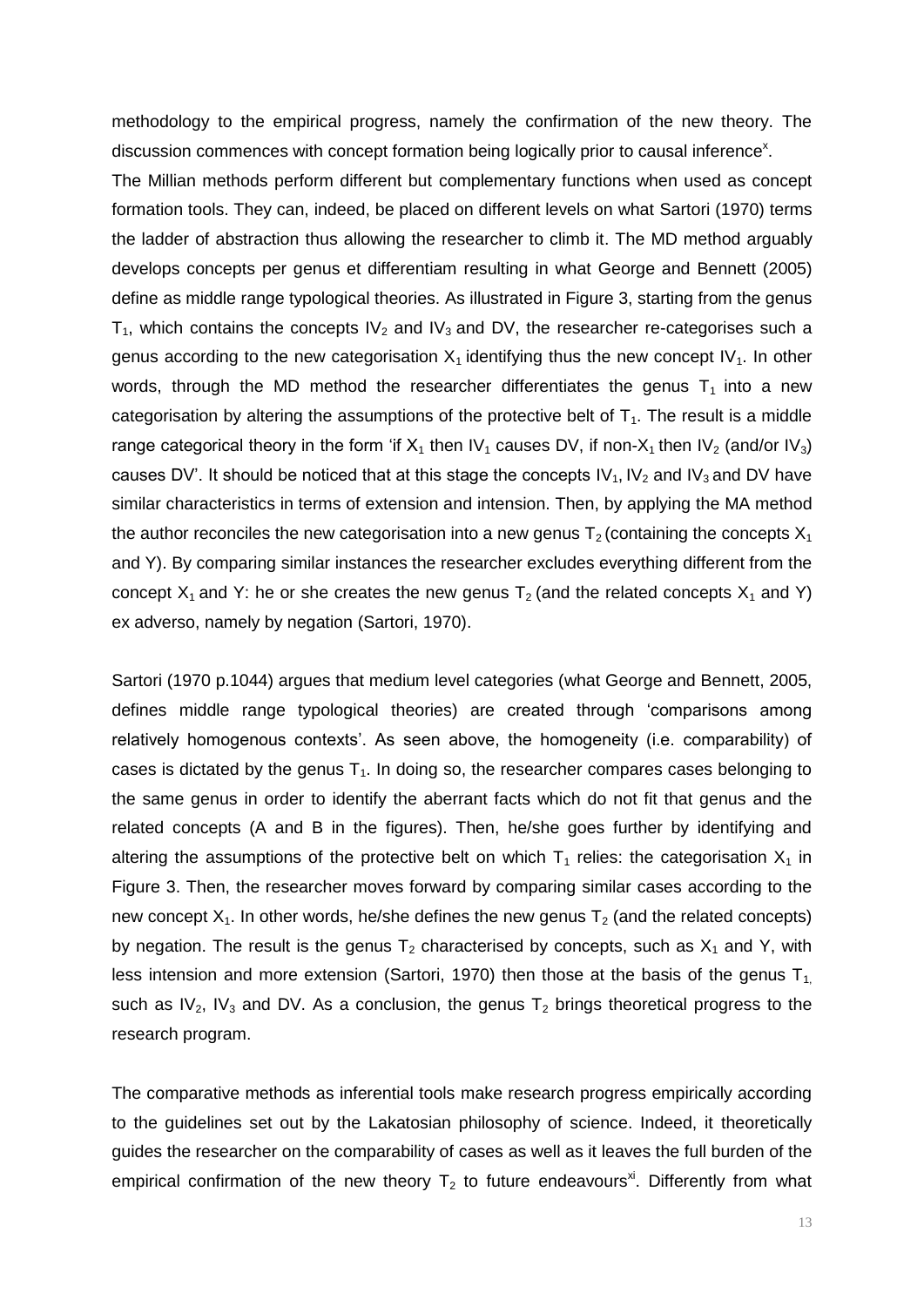methodology to the empirical progress, namely the confirmation of the new theory. The discussion commences with concept formation being logically prior to causal inference[x].

The Millian methods perform different but complementary functions when used as concept formation tools. They can, indeed, be placed on different levels on what Sartori (1970) terms the ladder of abstraction thus allowing the researcher to climb it. The MD method arguably develops concepts per genus et differentiam resulting in what George and Bennett (2005) define as middle range typological theories. As illustrated in Figure 3, starting from the genus $T_1$, which contains the concepts $IV_2$ and $IV_3$ and DV, the researcher re-categorises such a genus according to the new categorisation $X_1$ identifying thus the new concept $IV_1$. In other words, through the MD method the researcher differentiates the genus $T_1$ into a new categorisation by altering the assumptions of the protective belt of $T_1$. The result is a middle range categorical theory in the form 'if $X_1$ then $IV_1$ causes DV, if non-$X_1$ then $IV_2$ (and/or $IV_3$) causes DV'. It should be noticed that at this stage the concepts $IV_1$, $IV_2$ and $IV_3$ and DV have similar characteristics in terms of extension and intension. Then, by applying the MA method the author reconciles the new categorisation into a new genus $T_2$ (containing the concepts $X_1$ and Y). By comparing similar instances the researcher excludes everything different from the concept $X_1$ and Y: he or she creates the new genus $T_2$ (and the related concepts $X_1$ and Y) ex adverso, namely by negation (Sartori, 1970).

Sartori (1970 p.1044) argues that medium level categories (what George and Bennett, 2005, defines middle range typological theories) are created through 'comparisons among relatively homogenous contexts'. As seen above, the homogeneity (i.e. comparability) of cases is dictated by the genus $T_1$. In doing so, the researcher compares cases belonging to the same genus in order to identify the aberrant facts which do not fit that genus and the related concepts (A and B in the figures). Then, he/she goes further by identifying and altering the assumptions of the protective belt on which $T_1$ relies: the categorisation $X_1$ in Figure 3. Then, the researcher moves forward by comparing similar cases according to the new concept $X_1$. In other words, he/she defines the new genus $T_2$ (and the related concepts) by negation. The result is the genus $T_2$ characterised by concepts, such as $X_1$ and Y, with less intension and more extension (Sartori, 1970) then those at the basis of the genus $T_1$, such as $IV_2$, $IV_3$ and DV. As a conclusion, the genus $T_2$ brings theoretical progress to the research program.

The comparative methods as inferential tools make research progress empirically according to the guidelines set out by the Lakatosian philosophy of science. Indeed, it theoretically guides the researcher on the comparability of cases as well as it leaves the full burden of the empirical confirmation of the new theory $T_2$ to future endeavours[xi]. Differently from what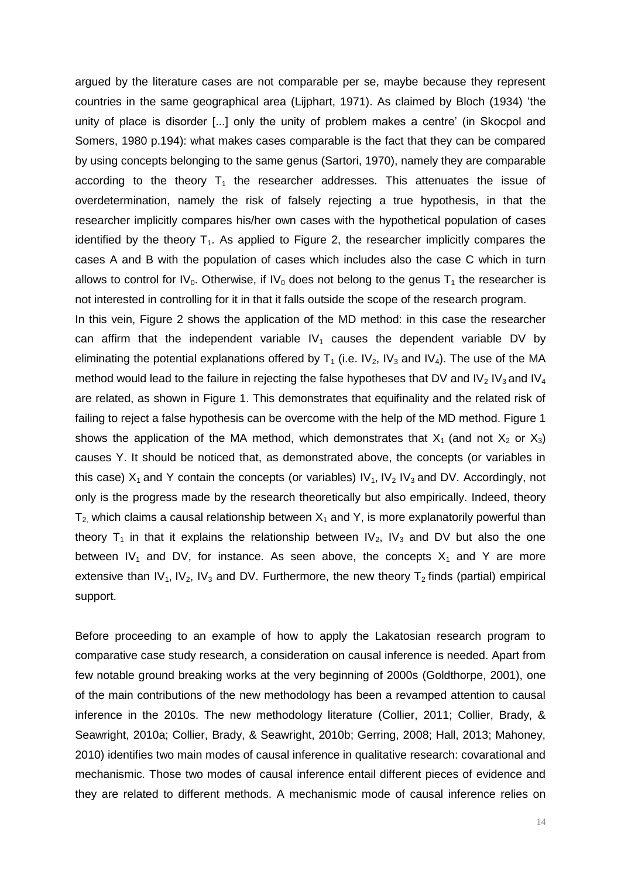argued by the literature cases are not comparable per se, maybe because they represent countries in the same geographical area (Lijphart, 1971). As claimed by Bloch (1934) 'the unity of place is disorder [...] only the unity of problem makes a centre' (in Skocpol and Somers, 1980 p.194): what makes cases comparable is the fact that they can be compared by using concepts belonging to the same genus (Sartori, 1970), namely they are comparable according to the theory $T_1$ the researcher addresses. This attenuates the issue of overdetermination, namely the risk of falsely rejecting a true hypothesis, in that the researcher implicitly compares his/her own cases with the hypothetical population of cases identified by the theory $T_1$. As applied to Figure 2, the researcher implicitly compares the cases A and B with the population of cases which includes also the case C which in turn allows to control for $IV_0$. Otherwise, if $IV_0$ does not belong to the genus $T_1$ the researcher is not interested in controlling for it in that it falls outside the scope of the research program.

In this vein, Figure 2 shows the application of the MD method: in this case the researcher can affirm that the independent variable $IV_1$ causes the dependent variable DV by eliminating the potential explanations offered by $T_1$ (i.e. $IV_2$, $IV_3$ and $IV_4$). The use of the MA method would lead to the failure in rejecting the false hypotheses that DV and $IV_2$ $IV_3$ and $IV_4$ are related, as shown in Figure 1. This demonstrates that equifinality and the related risk of failing to reject a false hypothesis can be overcome with the help of the MD method. Figure 1 shows the application of the MA method, which demonstrates that $X_1$ (and not $X_2$ or $X_3$) causes Y. It should be noticed that, as demonstrated above, the concepts (or variables in this case) $X_1$ and Y contain the concepts (or variables) $IV_1$, $IV_2$ $IV_3$ and DV. Accordingly, not only is the progress made by the research theoretically but also empirically. Indeed, theory $T_2$, which claims a causal relationship between $X_1$ and Y, is more explanatorily powerful than theory $T_1$ in that it explains the relationship between $IV_2$, $IV_3$ and DV but also the one between $IV_1$ and DV, for instance. As seen above, the concepts $X_1$ and Y are more extensive than $IV_1$, $IV_2$, $IV_3$ and DV. Furthermore, the new theory $T_2$ finds (partial) empirical support.

Before proceeding to an example of how to apply the Lakatosian research program to comparative case study research, a consideration on causal inference is needed. Apart from few notable ground breaking works at the very beginning of 2000s (Goldthorpe, 2001), one of the main contributions of the new methodology has been a revamped attention to causal inference in the 2010s. The new methodology literature (Collier, 2011; Collier, Brady, & Seawright, 2010a; Collier, Brady, & Seawright, 2010b; Gerring, 2008; Hall, 2013; Mahoney, 2010) identifies two main modes of causal inference in qualitative research: covarational and mechanismic. Those two modes of causal inference entail different pieces of evidence and they are related to different methods. A mechanismic mode of causal inference relies on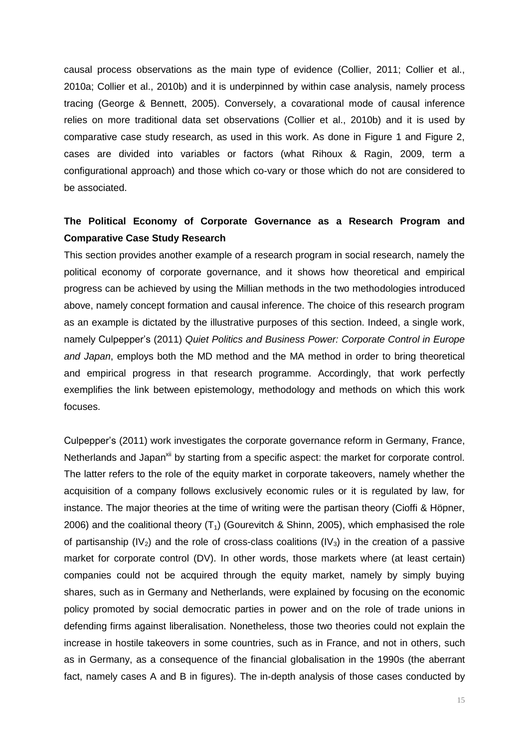causal process observations as the main type of evidence (Collier, 2011; Collier et al., 2010a; Collier et al., 2010b) and it is underpinned by within case analysis, namely process tracing (George & Bennett, 2005). Conversely, a covarational mode of causal inference relies on more traditional data set observations (Collier et al., 2010b) and it is used by comparative case study research, as used in this work. As done in Figure 1 and Figure 2, cases are divided into variables or factors (what Rihoux & Ragin, 2009, term a configurational approach) and those which co-vary or those which do not are considered to be associated.

## The Political Economy of Corporate Governance as a Research Program and Comparative Case Study Research

This section provides another example of a research program in social research, namely the political economy of corporate governance, and it shows how theoretical and empirical progress can be achieved by using the Millian methods in the two methodologies introduced above, namely concept formation and causal inference. The choice of this research program as an example is dictated by the illustrative purposes of this section. Indeed, a single work, namely Culpepper's (2011) *Quiet Politics and Business Power: Corporate Control in Europe and Japan*, employs both the MD method and the MA method in order to bring theoretical and empirical progress in that research programme. Accordingly, that work perfectly exemplifies the link between epistemology, methodology and methods on which this work focuses.

Culpepper's (2011) work investigates the corporate governance reform in Germany, France, Netherlands and Japan[xii] by starting from a specific aspect: the market for corporate control. The latter refers to the role of the equity market in corporate takeovers, namely whether the acquisition of a company follows exclusively economic rules or it is regulated by law, for instance. The major theories at the time of writing were the partisan theory (Cioffi & Höpner, 2006) and the coalitional theory ($T_1$) (Gourevitch & Shinn, 2005), which emphasised the role of partisanship ($IV_2$) and the role of cross-class coalitions ($IV_3$) in the creation of a passive market for corporate control (DV). In other words, those markets where (at least certain) companies could not be acquired through the equity market, namely by simply buying shares, such as in Germany and Netherlands, were explained by focusing on the economic policy promoted by social democratic parties in power and on the role of trade unions in defending firms against liberalisation. Nonetheless, those two theories could not explain the increase in hostile takeovers in some countries, such as in France, and not in others, such as in Germany, as a consequence of the financial globalisation in the 1990s (the aberrant fact, namely cases A and B in figures). The in-depth analysis of those cases conducted by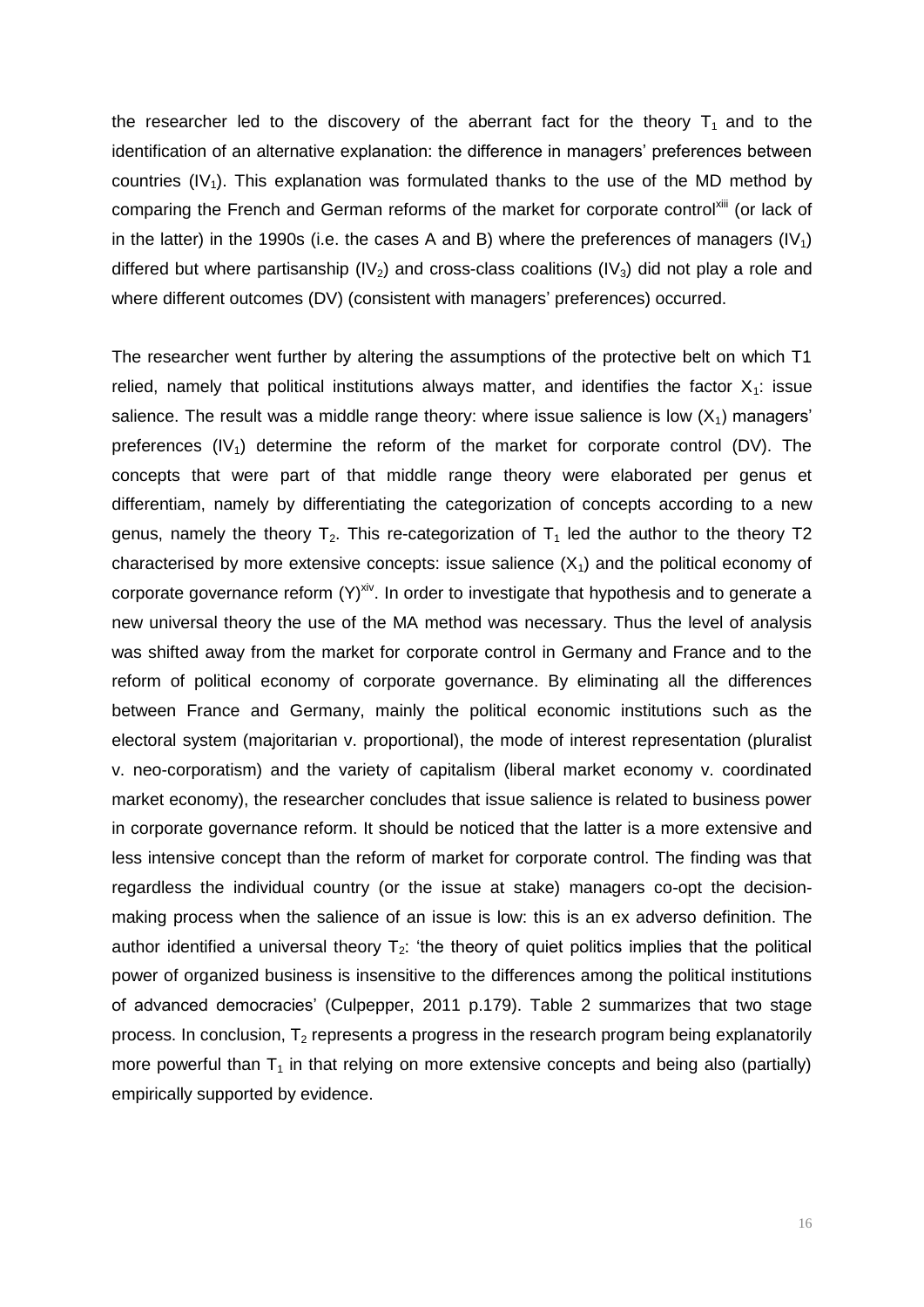the researcher led to the discovery of the aberrant fact for the theory $T_1$ and to the identification of an alternative explanation: the difference in managers' preferences between countries ($IV_1$). This explanation was formulated thanks to the use of the MD method by comparing the French and German reforms of the market for corporate control[xiii] (or lack of in the latter) in the 1990s (i.e. the cases A and B) where the preferences of managers ($IV_1$) differed but where partisanship ($IV_2$) and cross-class coalitions ($IV_3$) did not play a role and where different outcomes (DV) (consistent with managers' preferences) occurred.

The researcher went further by altering the assumptions of the protective belt on which T1 relied, namely that political institutions always matter, and identifies the factor $X_1$: issue salience. The result was a middle range theory: where issue salience is low ($X_1$) managers' preferences ($IV_1$) determine the reform of the market for corporate control (DV). The concepts that were part of that middle range theory were elaborated per genus et differentiam, namely by differentiating the categorization of concepts according to a new genus, namely the theory $T_2$. This re-categorization of $T_1$ led the author to the theory T2 characterised by more extensive concepts: issue salience ($X_1$) and the political economy of corporate governance reform (Y)[xiv]. In order to investigate that hypothesis and to generate a new universal theory the use of the MA method was necessary. Thus the level of analysis was shifted away from the market for corporate control in Germany and France and to the reform of political economy of corporate governance. By eliminating all the differences between France and Germany, mainly the political economic institutions such as the electoral system (majoritarian v. proportional), the mode of interest representation (pluralist v. neo-corporatism) and the variety of capitalism (liberal market economy v. coordinated market economy), the researcher concludes that issue salience is related to business power in corporate governance reform. It should be noticed that the latter is a more extensive and less intensive concept than the reform of market for corporate control. The finding was that regardless the individual country (or the issue at stake) managers co-opt the decision-making process when the salience of an issue is low: this is an ex adverso definition. The author identified a universal theory $T_2$: 'the theory of quiet politics implies that the political power of organized business is insensitive to the differences among the political institutions of advanced democracies' (Culpepper, 2011 p.179). Table 2 summarizes that two stage process. In conclusion, $T_2$ represents a progress in the research program being explanatorily more powerful than $T_1$ in that relying on more extensive concepts and being also (partially) empirically supported by evidence.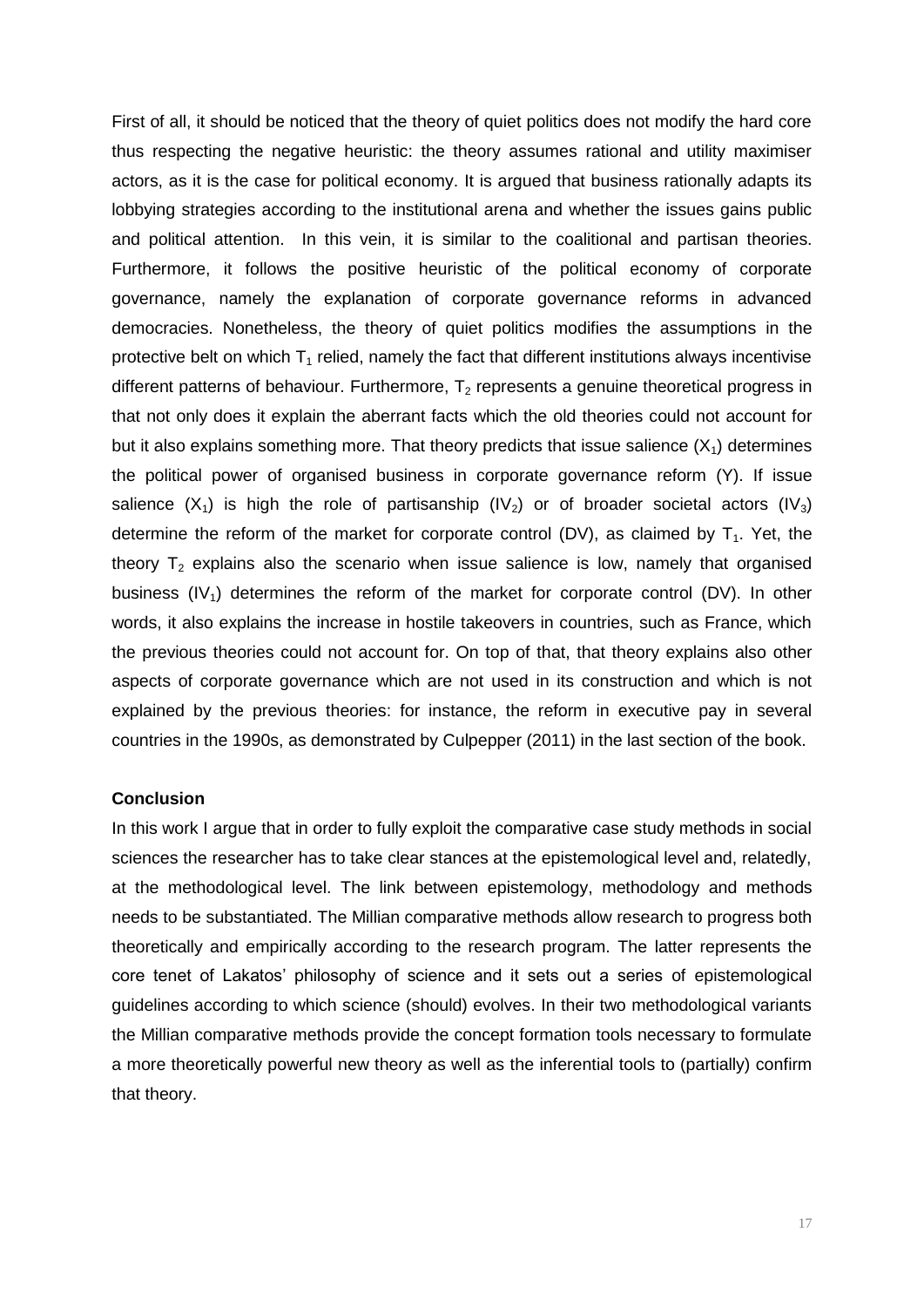First of all, it should be noticed that the theory of quiet politics does not modify the hard core thus respecting the negative heuristic: the theory assumes rational and utility maximiser actors, as it is the case for political economy. It is argued that business rationally adapts its lobbying strategies according to the institutional arena and whether the issues gains public and political attention. In this vein, it is similar to the coalitional and partisan theories. Furthermore, it follows the positive heuristic of the political economy of corporate governance, namely the explanation of corporate governance reforms in advanced democracies. Nonetheless, the theory of quiet politics modifies the assumptions in the protective belt on which $T_1$ relied, namely the fact that different institutions always incentivise different patterns of behaviour. Furthermore, $T_2$ represents a genuine theoretical progress in that not only does it explain the aberrant facts which the old theories could not account for but it also explains something more. That theory predicts that issue salience ($X_1$) determines the political power of organised business in corporate governance reform (Y). If issue salience ($X_1$) is high the role of partisanship ($IV_2$) or of broader societal actors ($IV_3$) determine the reform of the market for corporate control (DV), as claimed by $T_1$. Yet, the theory $T_2$ explains also the scenario when issue salience is low, namely that organised business ($IV_1$) determines the reform of the market for corporate control (DV). In other words, it also explains the increase in hostile takeovers in countries, such as France, which the previous theories could not account for. On top of that, that theory explains also other aspects of corporate governance which are not used in its construction and which is not explained by the previous theories: for instance, the reform in executive pay in several countries in the 1990s, as demonstrated by Culpepper (2011) in the last section of the book.

**Conclusion**

In this work I argue that in order to fully exploit the comparative case study methods in social sciences the researcher has to take clear stances at the epistemological level and, relatedly, at the methodological level. The link between epistemology, methodology and methods needs to be substantiated. The Millian comparative methods allow research to progress both theoretically and empirically according to the research program. The latter represents the core tenet of Lakatos' philosophy of science and it sets out a series of epistemological guidelines according to which science (should) evolves. In their two methodological variants the Millian comparative methods provide the concept formation tools necessary to formulate a more theoretically powerful new theory as well as the inferential tools to (partially) confirm that theory.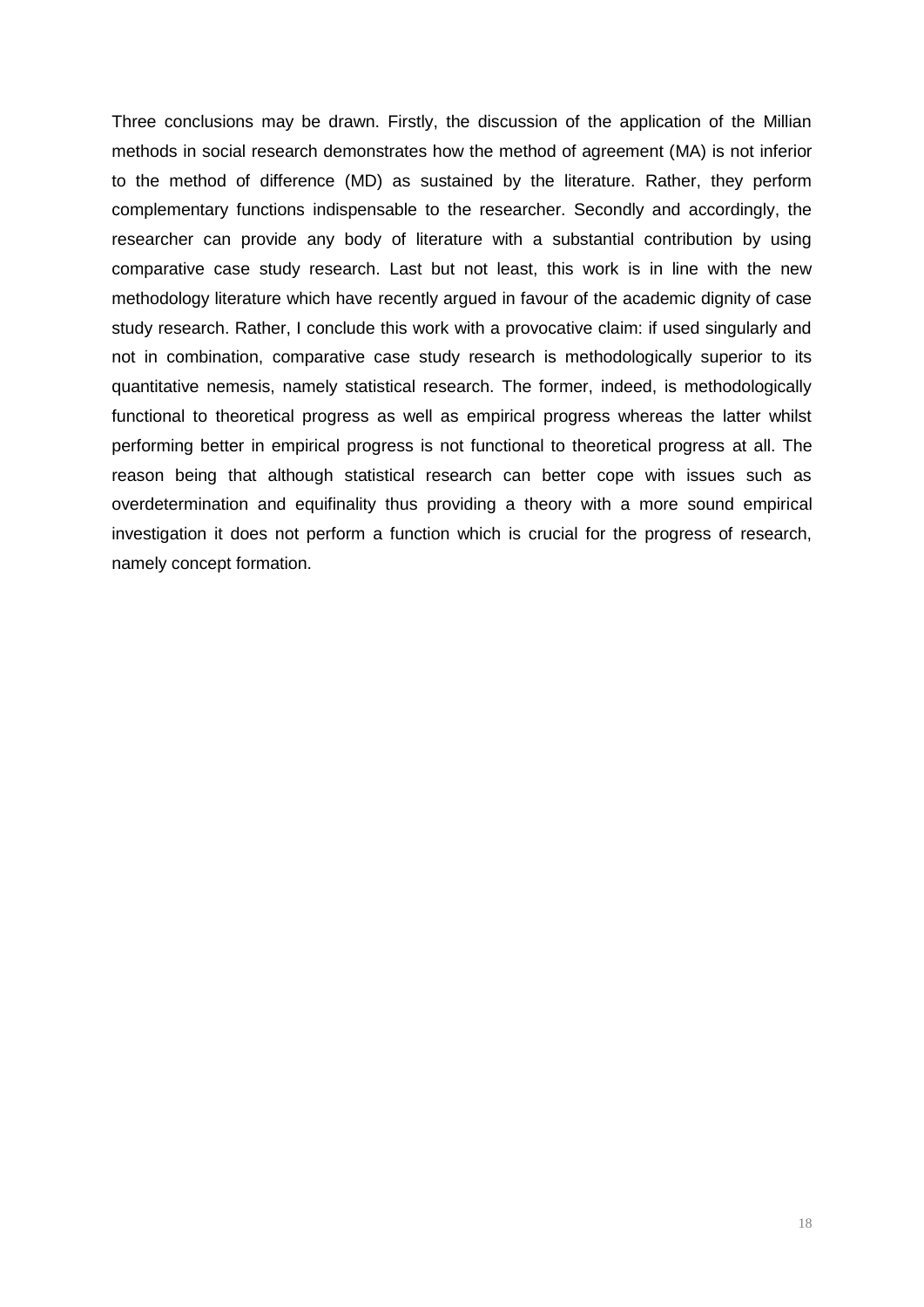Three conclusions may be drawn. Firstly, the discussion of the application of the Millian methods in social research demonstrates how the method of agreement (MA) is not inferior to the method of difference (MD) as sustained by the literature. Rather, they perform complementary functions indispensable to the researcher. Secondly and accordingly, the researcher can provide any body of literature with a substantial contribution by using comparative case study research. Last but not least, this work is in line with the new methodology literature which have recently argued in favour of the academic dignity of case study research. Rather, I conclude this work with a provocative claim: if used singularly and not in combination, comparative case study research is methodologically superior to its quantitative nemesis, namely statistical research. The former, indeed, is methodologically functional to theoretical progress as well as empirical progress whereas the latter whilst performing better in empirical progress is not functional to theoretical progress at all. The reason being that although statistical research can better cope with issues such as overdetermination and equifinality thus providing a theory with a more sound empirical investigation it does not perform a function which is crucial for the progress of research, namely concept formation.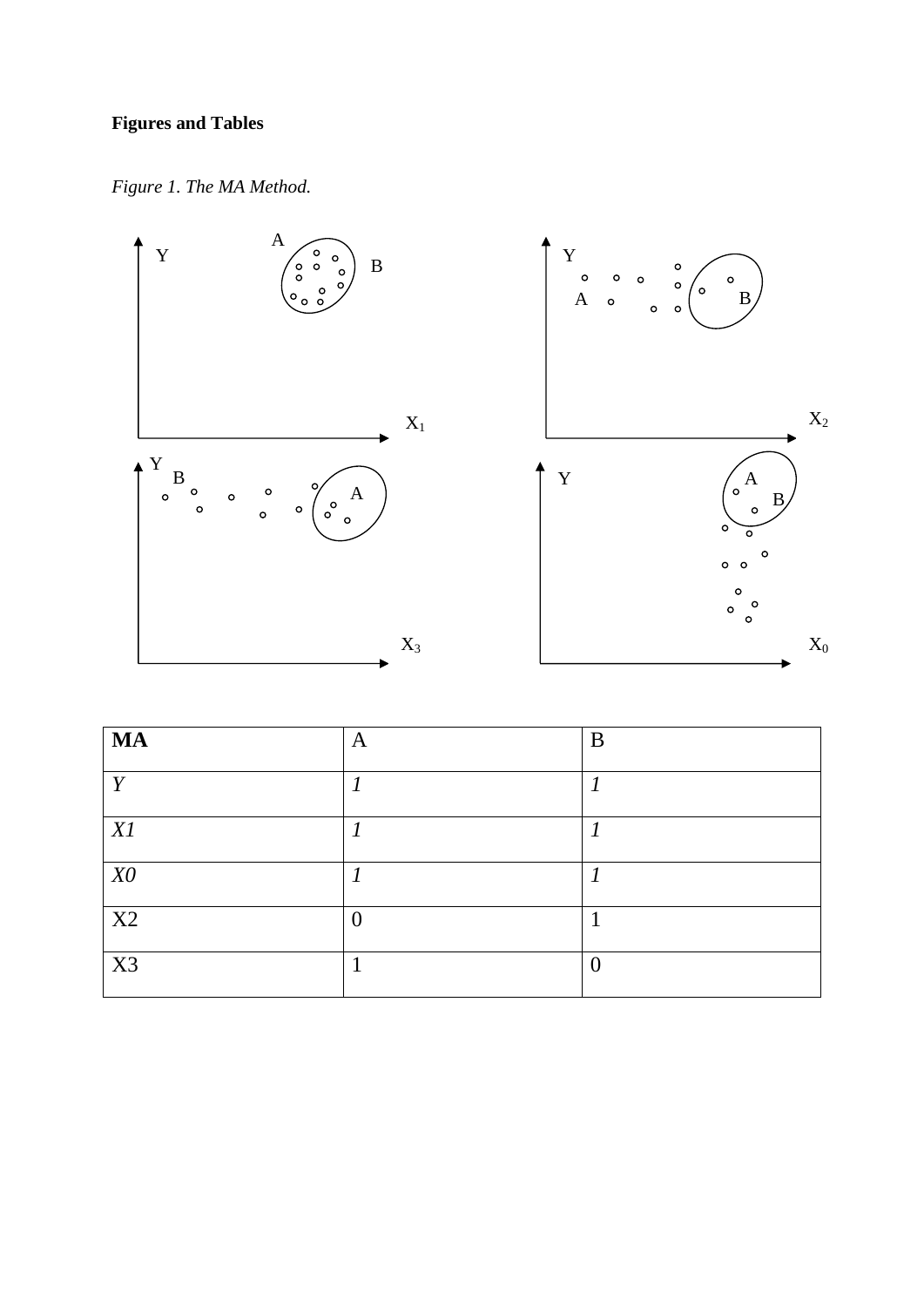**Figures and Tables**

*Figure 1. The MA Method.*

| **MA** | A | B |
|---|---|---|
| *Y* | *1* | *1* |
| *X1* | *1* | *1* |
| *X0* | *1* | *1* |
| X2 | 0 | 1 |
| X3 | 1 | 0 |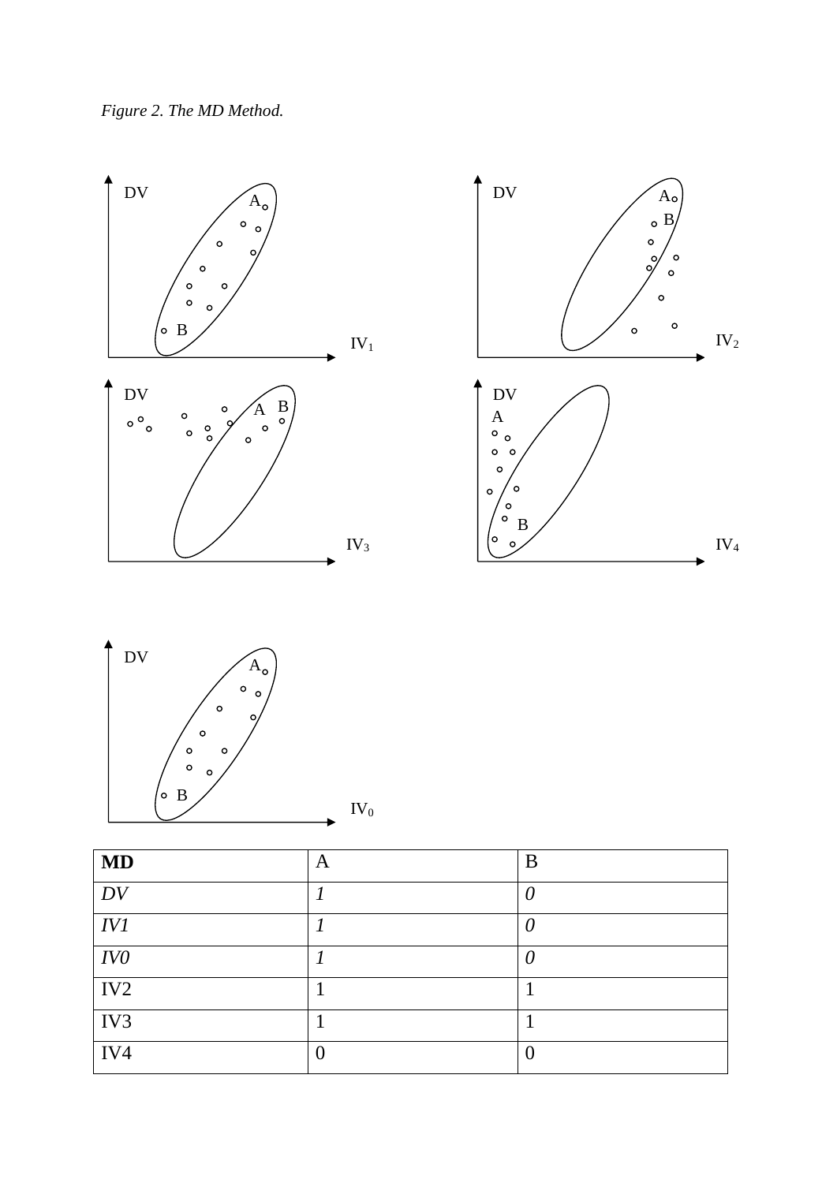*Figure 2. The MD Method.*

| **MD** | A | B |
|---|---|---|
| *DV* | *1* | *0* |
| *IV1* | *1* | *0* |
| *IV0* | *1* | *0* |
| IV2 | 1 | 1 |
| IV3 | 1 | 1 |
| IV4 | 0 | 0 |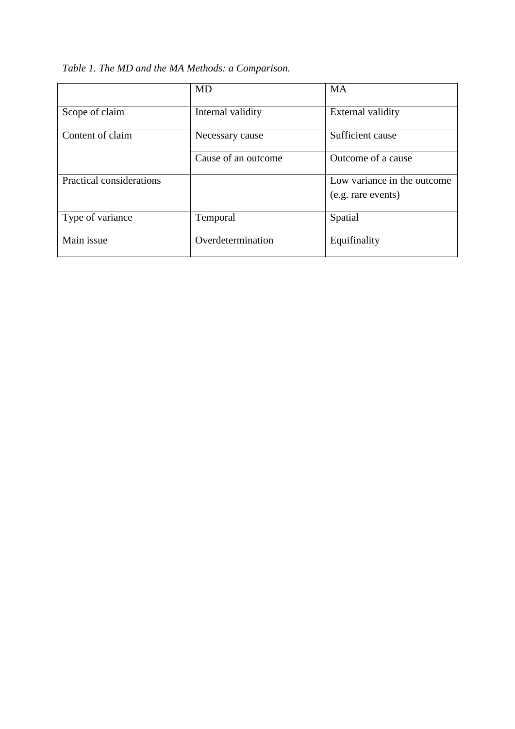*Table 1. The MD and the MA Methods: a Comparison.*

| | MD | MA |
|---|---|---|
| Scope of claim | Internal validity | External validity |
| Content of claim | Necessary cause | Sufficient cause |
| | Cause of an outcome | Outcome of a cause |
| Practical considerations | | Low variance in the outcome (e.g. rare events) |
| Type of variance | Temporal | Spatial |
| Main issue | Overdetermination | Equifinality |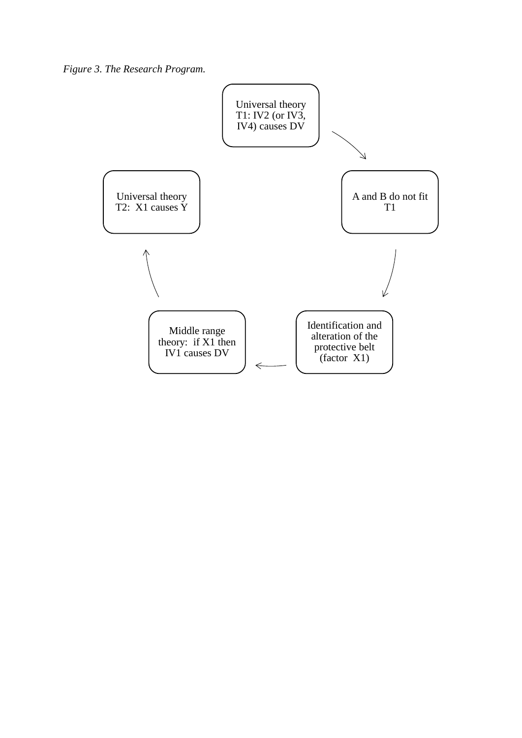*Figure 3. The Research Program.*

Universal theory T1: IV2 (or IV3, IV4) causes DV

A and B do not fit T1

Identification and alteration of the protective belt (factor X1)

Middle range theory: if X1 then IV1 causes DV

Universal theory T2: X1 causes Y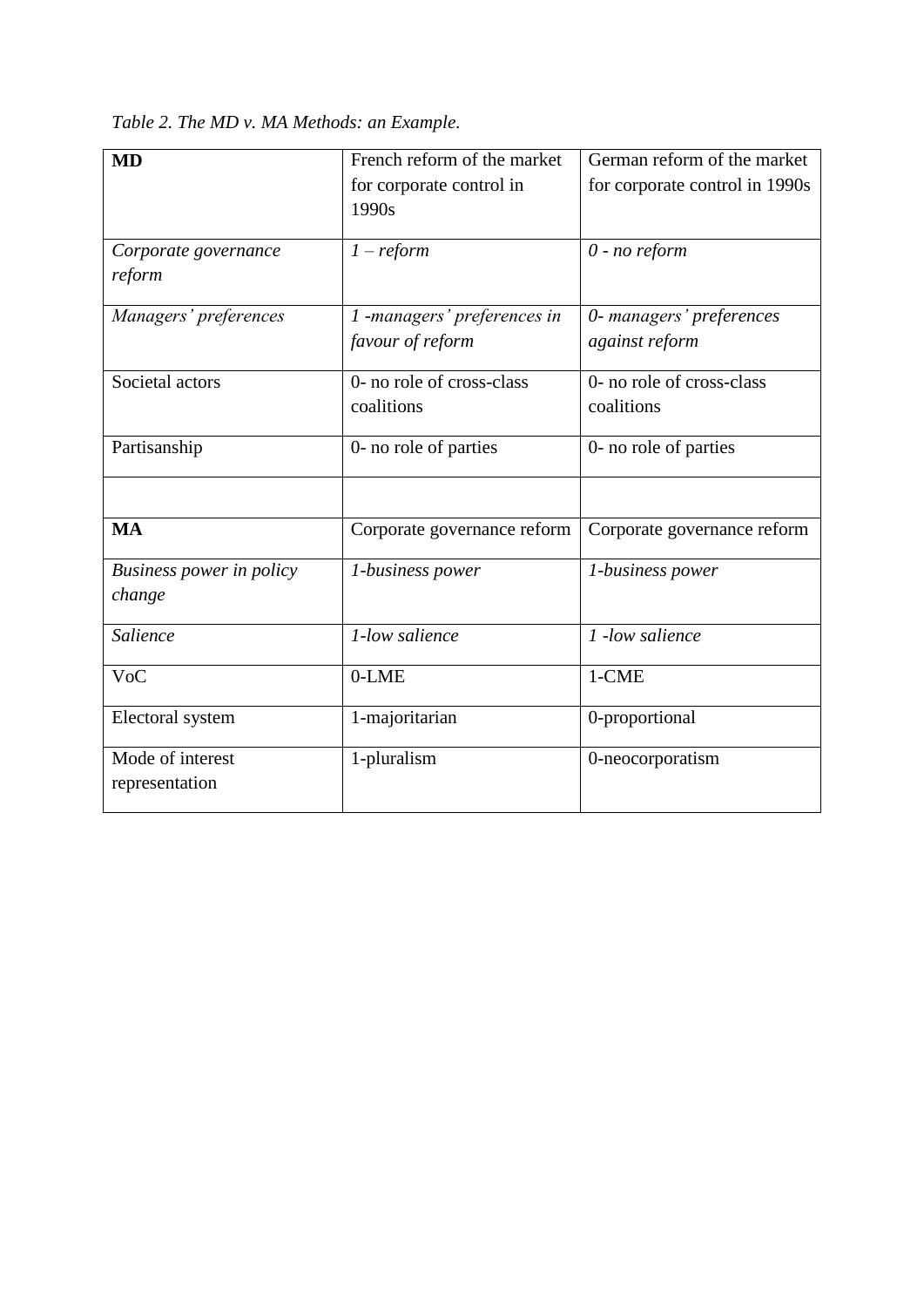*Table 2. The MD v. MA Methods: an Example.*

| **MD** | French reform of the market for corporate control in 1990s | German reform of the market for corporate control in 1990s |
|---|---|---|
| *Corporate governance reform* | *1 – reform* | *0 - no reform* |
| *Managers' preferences* | *1 -managers' preferences in favour of reform* | *0- managers' preferences against reform* |
| Societal actors | 0- no role of cross-class coalitions | 0- no role of cross-class coalitions |
| Partisanship | 0- no role of parties | 0- no role of parties |
| | | |
| **MA** | Corporate governance reform | Corporate governance reform |
| *Business power in policy change* | *1-business power* | *1-business power* |
| *Salience* | *1-low salience* | *1 -low salience* |
| VoC | 0-LME | 1-CME |
| Electoral system | 1-majoritarian | 0-proportional |
| Mode of interest representation | 1-pluralism | 0-neocorporatism |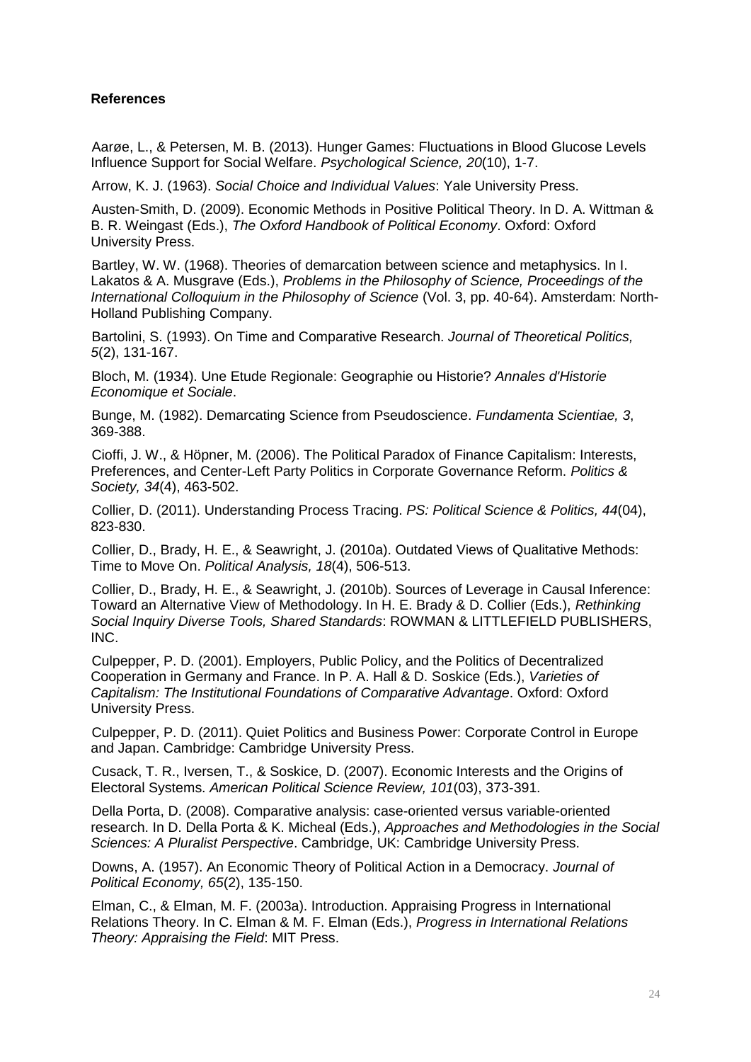**References**

Aarøe, L., & Petersen, M. B. (2013). Hunger Games: Fluctuations in Blood Glucose Levels Influence Support for Social Welfare. *Psychological Science, 20*(10), 1-7.

Arrow, K. J. (1963). *Social Choice and Individual Values*: Yale University Press.

Austen-Smith, D. (2009). Economic Methods in Positive Political Theory. In D. A. Wittman & B. R. Weingast (Eds.), *The Oxford Handbook of Political Economy*. Oxford: Oxford University Press.

Bartley, W. W. (1968). Theories of demarcation between science and metaphysics. In I. Lakatos & A. Musgrave (Eds.), *Problems in the Philosophy of Science, Proceedings of the International Colloquium in the Philosophy of Science* (Vol. 3, pp. 40-64). Amsterdam: North-Holland Publishing Company.

Bartolini, S. (1993). On Time and Comparative Research. *Journal of Theoretical Politics, 5*(2), 131-167.

Bloch, M. (1934). Une Etude Regionale: Geographie ou Historie? *Annales d'Historie Economique et Sociale*.

Bunge, M. (1982). Demarcating Science from Pseudoscience. *Fundamenta Scientiae, 3*, 369-388.

Cioffi, J. W., & Höpner, M. (2006). The Political Paradox of Finance Capitalism: Interests, Preferences, and Center-Left Party Politics in Corporate Governance Reform. *Politics & Society, 34*(4), 463-502.

Collier, D. (2011). Understanding Process Tracing. *PS: Political Science & Politics, 44*(04), 823-830.

Collier, D., Brady, H. E., & Seawright, J. (2010a). Outdated Views of Qualitative Methods: Time to Move On. *Political Analysis, 18*(4), 506-513.

Collier, D., Brady, H. E., & Seawright, J. (2010b). Sources of Leverage in Causal Inference: Toward an Alternative View of Methodology. In H. E. Brady & D. Collier (Eds.), *Rethinking Social Inquiry Diverse Tools, Shared Standards*: ROWMAN & LITTLEFIELD PUBLISHERS, INC.

Culpepper, P. D. (2001). Employers, Public Policy, and the Politics of Decentralized Cooperation in Germany and France. In P. A. Hall & D. Soskice (Eds.), *Varieties of Capitalism: The Institutional Foundations of Comparative Advantage*. Oxford: Oxford University Press.

Culpepper, P. D. (2011). Quiet Politics and Business Power: Corporate Control in Europe and Japan. Cambridge: Cambridge University Press.

Cusack, T. R., Iversen, T., & Soskice, D. (2007). Economic Interests and the Origins of Electoral Systems. *American Political Science Review, 101*(03), 373-391.

Della Porta, D. (2008). Comparative analysis: case-oriented versus variable-oriented research. In D. Della Porta & K. Micheal (Eds.), *Approaches and Methodologies in the Social Sciences: A Pluralist Perspective*. Cambridge, UK: Cambridge University Press.

Downs, A. (1957). An Economic Theory of Political Action in a Democracy. *Journal of Political Economy, 65*(2), 135-150.

Elman, C., & Elman, M. F. (2003a). Introduction. Appraising Progress in International Relations Theory. In C. Elman & M. F. Elman (Eds.), *Progress in International Relations Theory: Appraising the Field*: MIT Press.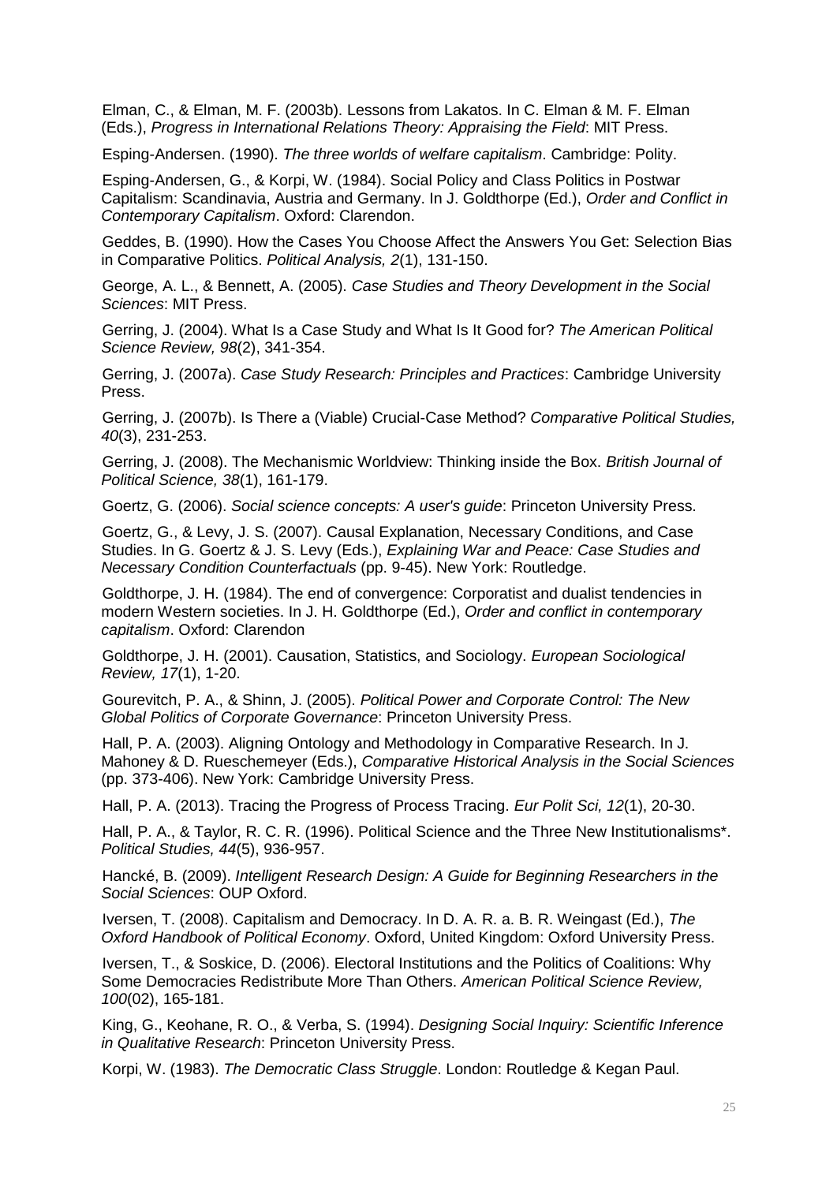Elman, C., & Elman, M. F. (2003b). Lessons from Lakatos. In C. Elman & M. F. Elman (Eds.), *Progress in International Relations Theory: Appraising the Field*: MIT Press.

Esping-Andersen. (1990). *The three worlds of welfare capitalism*. Cambridge: Polity.

Esping-Andersen, G., & Korpi, W. (1984). Social Policy and Class Politics in Postwar Capitalism: Scandinavia, Austria and Germany. In J. Goldthorpe (Ed.), *Order and Conflict in Contemporary Capitalism*. Oxford: Clarendon.

Geddes, B. (1990). How the Cases You Choose Affect the Answers You Get: Selection Bias in Comparative Politics. *Political Analysis, 2*(1), 131-150.

George, A. L., & Bennett, A. (2005). *Case Studies and Theory Development in the Social Sciences*: MIT Press.

Gerring, J. (2004). What Is a Case Study and What Is It Good for? *The American Political Science Review, 98*(2), 341-354.

Gerring, J. (2007a). *Case Study Research: Principles and Practices*: Cambridge University Press.

Gerring, J. (2007b). Is There a (Viable) Crucial-Case Method? *Comparative Political Studies, 40*(3), 231-253.

Gerring, J. (2008). The Mechanismic Worldview: Thinking inside the Box. *British Journal of Political Science, 38*(1), 161-179.

Goertz, G. (2006). *Social science concepts: A user's guide*: Princeton University Press.

Goertz, G., & Levy, J. S. (2007). Causal Explanation, Necessary Conditions, and Case Studies. In G. Goertz & J. S. Levy (Eds.), *Explaining War and Peace: Case Studies and Necessary Condition Counterfactuals* (pp. 9-45). New York: Routledge.

Goldthorpe, J. H. (1984). The end of convergence: Corporatist and dualist tendencies in modern Western societies. In J. H. Goldthorpe (Ed.), *Order and conflict in contemporary capitalism*. Oxford: Clarendon

Goldthorpe, J. H. (2001). Causation, Statistics, and Sociology. *European Sociological Review, 17*(1), 1-20.

Gourevitch, P. A., & Shinn, J. (2005). *Political Power and Corporate Control: The New Global Politics of Corporate Governance*: Princeton University Press.

Hall, P. A. (2003). Aligning Ontology and Methodology in Comparative Research. In J. Mahoney & D. Rueschemeyer (Eds.), *Comparative Historical Analysis in the Social Sciences* (pp. 373-406). New York: Cambridge University Press.

Hall, P. A. (2013). Tracing the Progress of Process Tracing. *Eur Polit Sci, 12*(1), 20-30.

Hall, P. A., & Taylor, R. C. R. (1996). Political Science and the Three New Institutionalisms*. *Political Studies, 44*(5), 936-957.

Hancké, B. (2009). *Intelligent Research Design: A Guide for Beginning Researchers in the Social Sciences*: OUP Oxford.

Iversen, T. (2008). Capitalism and Democracy. In D. A. R. a. B. R. Weingast (Ed.), *The Oxford Handbook of Political Economy*. Oxford, United Kingdom: Oxford University Press.

Iversen, T., & Soskice, D. (2006). Electoral Institutions and the Politics of Coalitions: Why Some Democracies Redistribute More Than Others. *American Political Science Review, 100*(02), 165-181.

King, G., Keohane, R. O., & Verba, S. (1994). *Designing Social Inquiry: Scientific Inference in Qualitative Research*: Princeton University Press.

Korpi, W. (1983). *The Democratic Class Struggle*. London: Routledge & Kegan Paul.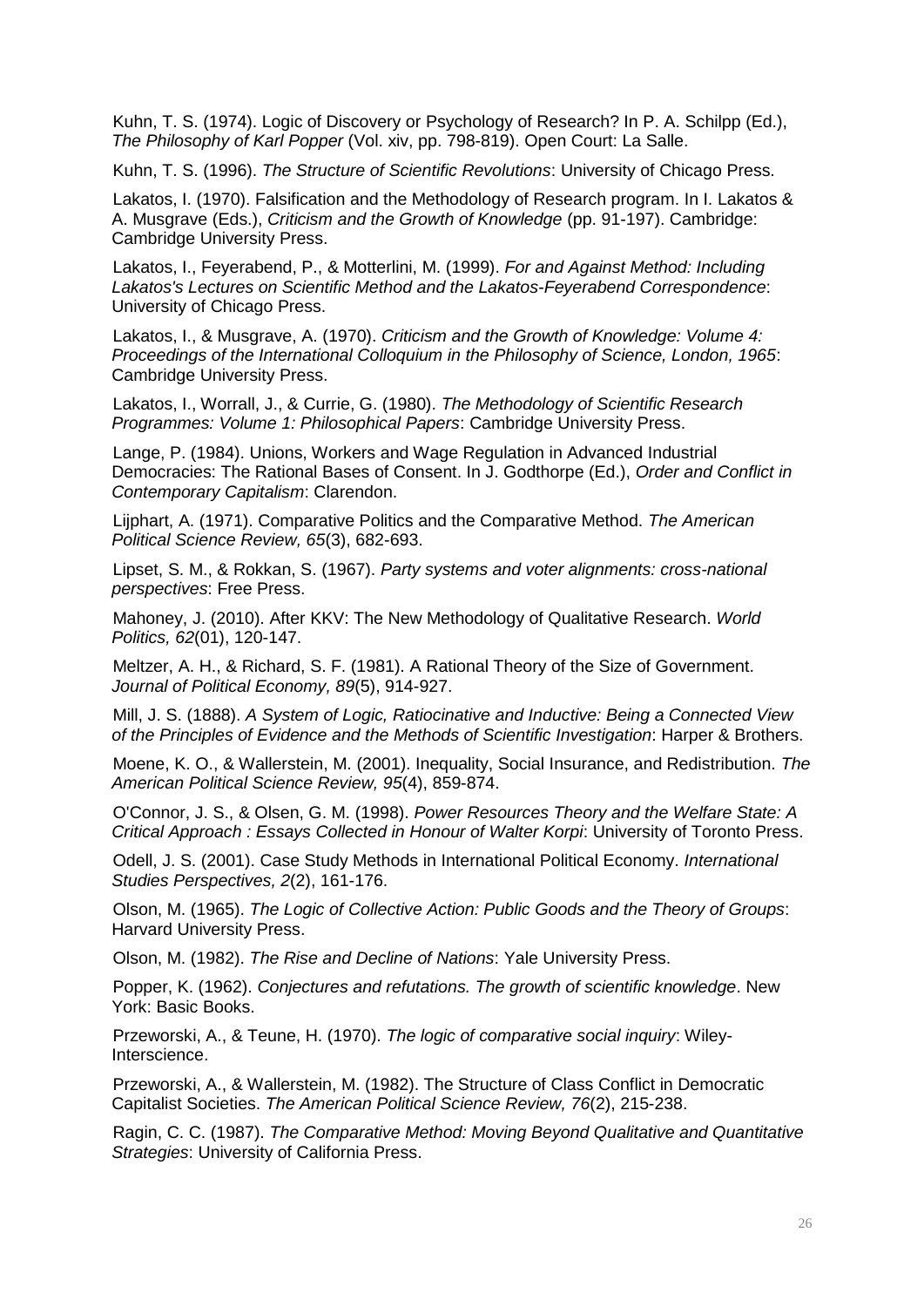Kuhn, T. S. (1974). Logic of Discovery or Psychology of Research? In P. A. Schilpp (Ed.), *The Philosophy of Karl Popper* (Vol. xiv, pp. 798-819). Open Court: La Salle.

Kuhn, T. S. (1996). *The Structure of Scientific Revolutions*: University of Chicago Press.

Lakatos, I. (1970). Falsification and the Methodology of Research program. In I. Lakatos & A. Musgrave (Eds.), *Criticism and the Growth of Knowledge* (pp. 91-197). Cambridge: Cambridge University Press.

Lakatos, I., Feyerabend, P., & Motterlini, M. (1999). *For and Against Method: Including Lakatos's Lectures on Scientific Method and the Lakatos-Feyerabend Correspondence*: University of Chicago Press.

Lakatos, I., & Musgrave, A. (1970). *Criticism and the Growth of Knowledge: Volume 4: Proceedings of the International Colloquium in the Philosophy of Science, London, 1965*: Cambridge University Press.

Lakatos, I., Worrall, J., & Currie, G. (1980). *The Methodology of Scientific Research Programmes: Volume 1: Philosophical Papers*: Cambridge University Press.

Lange, P. (1984). Unions, Workers and Wage Regulation in Advanced Industrial Democracies: The Rational Bases of Consent. In J. Godthorpe (Ed.), *Order and Conflict in Contemporary Capitalism*: Clarendon.

Lijphart, A. (1971). Comparative Politics and the Comparative Method. *The American Political Science Review, 65*(3), 682-693.

Lipset, S. M., & Rokkan, S. (1967). *Party systems and voter alignments: cross-national perspectives*: Free Press.

Mahoney, J. (2010). After KKV: The New Methodology of Qualitative Research. *World Politics, 62*(01), 120-147.

Meltzer, A. H., & Richard, S. F. (1981). A Rational Theory of the Size of Government. *Journal of Political Economy, 89*(5), 914-927.

Mill, J. S. (1888). *A System of Logic, Ratiocinative and Inductive: Being a Connected View of the Principles of Evidence and the Methods of Scientific Investigation*: Harper & Brothers.

Moene, K. O., & Wallerstein, M. (2001). Inequality, Social Insurance, and Redistribution. *The American Political Science Review, 95*(4), 859-874.

O'Connor, J. S., & Olsen, G. M. (1998). *Power Resources Theory and the Welfare State: A Critical Approach : Essays Collected in Honour of Walter Korpi*: University of Toronto Press.

Odell, J. S. (2001). Case Study Methods in International Political Economy. *International Studies Perspectives, 2*(2), 161-176.

Olson, M. (1965). *The Logic of Collective Action: Public Goods and the Theory of Groups*: Harvard University Press.

Olson, M. (1982). *The Rise and Decline of Nations*: Yale University Press.

Popper, K. (1962). *Conjectures and refutations. The growth of scientific knowledge*. New York: Basic Books.

Przeworski, A., & Teune, H. (1970). *The logic of comparative social inquiry*: Wiley-Interscience.

Przeworski, A., & Wallerstein, M. (1982). The Structure of Class Conflict in Democratic Capitalist Societies. *The American Political Science Review, 76*(2), 215-238.

Ragin, C. C. (1987). *The Comparative Method: Moving Beyond Qualitative and Quantitative Strategies*: University of California Press.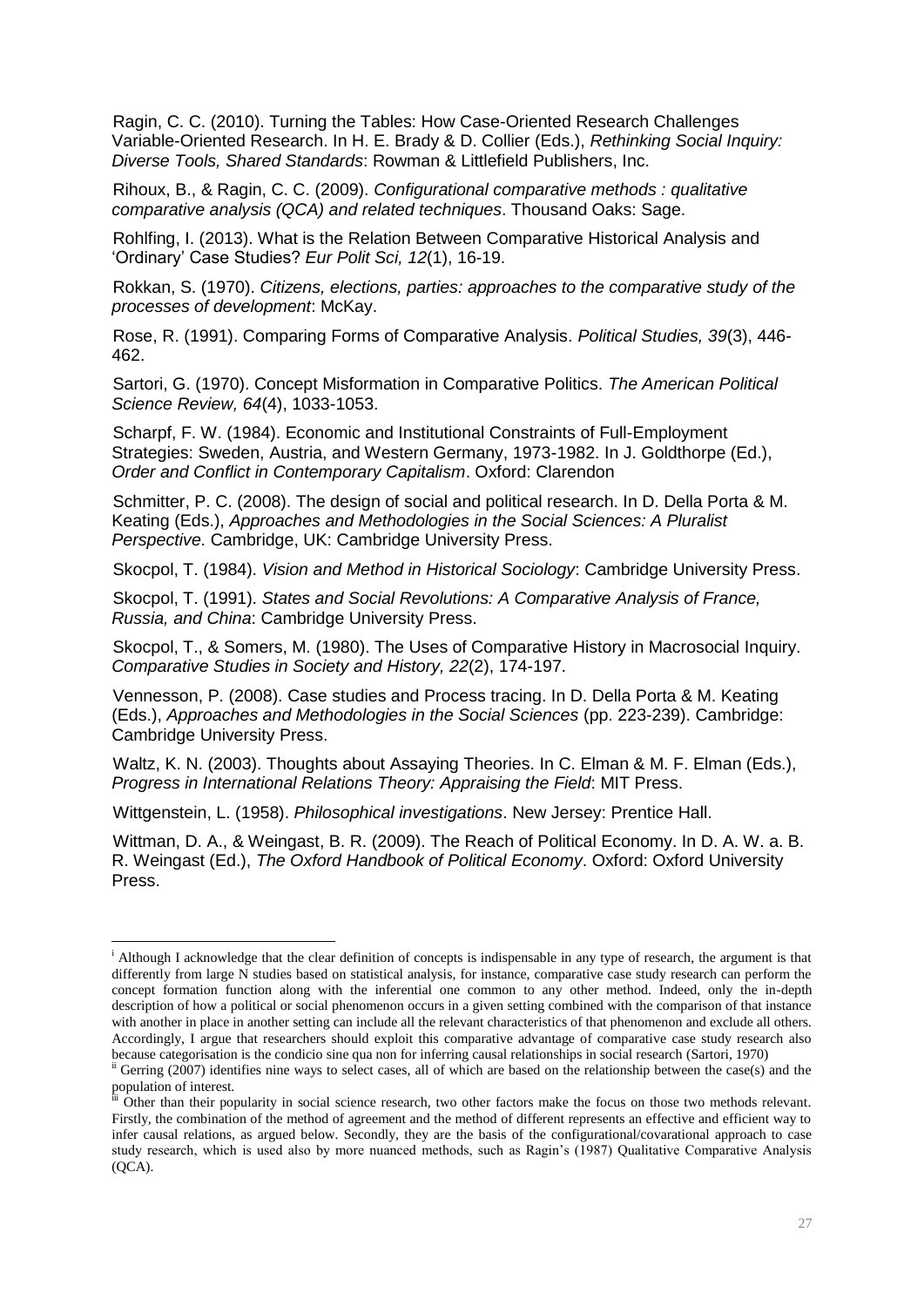Ragin, C. C. (2010). Turning the Tables: How Case-Oriented Research Challenges Variable-Oriented Research. In H. E. Brady & D. Collier (Eds.), *Rethinking Social Inquiry: Diverse Tools, Shared Standards*: Rowman & Littlefield Publishers, Inc.

Rihoux, B., & Ragin, C. C. (2009). *Configurational comparative methods : qualitative comparative analysis (QCA) and related techniques*. Thousand Oaks: Sage.

Rohlfing, I. (2013). What is the Relation Between Comparative Historical Analysis and 'Ordinary' Case Studies? *Eur Polit Sci, 12*(1), 16-19.

Rokkan, S. (1970). *Citizens, elections, parties: approaches to the comparative study of the processes of development*: McKay.

Rose, R. (1991). Comparing Forms of Comparative Analysis. *Political Studies, 39*(3), 446-462.

Sartori, G. (1970). Concept Misformation in Comparative Politics. *The American Political Science Review, 64*(4), 1033-1053.

Scharpf, F. W. (1984). Economic and Institutional Constraints of Full-Employment Strategies: Sweden, Austria, and Western Germany, 1973-1982. In J. Goldthorpe (Ed.), *Order and Conflict in Contemporary Capitalism*. Oxford: Clarendon

Schmitter, P. C. (2008). The design of social and political research. In D. Della Porta & M. Keating (Eds.), *Approaches and Methodologies in the Social Sciences: A Pluralist Perspective*. Cambridge, UK: Cambridge University Press.

Skocpol, T. (1984). *Vision and Method in Historical Sociology*: Cambridge University Press.

Skocpol, T. (1991). *States and Social Revolutions: A Comparative Analysis of France, Russia, and China*: Cambridge University Press.

Skocpol, T., & Somers, M. (1980). The Uses of Comparative History in Macrosocial Inquiry. *Comparative Studies in Society and History, 22*(2), 174-197.

Vennesson, P. (2008). Case studies and Process tracing. In D. Della Porta & M. Keating (Eds.), *Approaches and Methodologies in the Social Sciences* (pp. 223-239). Cambridge: Cambridge University Press.

Waltz, K. N. (2003). Thoughts about Assaying Theories. In C. Elman & M. F. Elman (Eds.), *Progress in International Relations Theory: Appraising the Field*: MIT Press.

Wittgenstein, L. (1958). *Philosophical investigations*. New Jersey: Prentice Hall.

Wittman, D. A., & Weingast, B. R. (2009). The Reach of Political Economy. In D. A. W. a. B. R. Weingast (Ed.), *The Oxford Handbook of Political Economy*. Oxford: Oxford University Press.

---

[i] Although I acknowledge that the clear definition of concepts is indispensable in any type of research, the argument is that differently from large N studies based on statistical analysis, for instance, comparative case study research can perform the concept formation function along with the inferential one common to any other method. Indeed, only the in-depth description of how a political or social phenomenon occurs in a given setting combined with the comparison of that instance with another in place in another setting can include all the relevant characteristics of that phenomenon and exclude all others. Accordingly, I argue that researchers should exploit this comparative advantage of comparative case study research also because categorisation is the condicio sine qua non for inferring causal relationships in social research (Sartori, 1970)

[ii] Gerring (2007) identifies nine ways to select cases, all of which are based on the relationship between the case(s) and the population of interest.

[iii] Other than their popularity in social science research, two other factors make the focus on those two methods relevant. Firstly, the combination of the method of agreement and the method of different represents an effective and efficient way to infer causal relations, as argued below. Secondly, they are the basis of the configurational/covarational approach to case study research, which is used also by more nuanced methods, such as Ragin's (1987) Qualitative Comparative Analysis (QCA).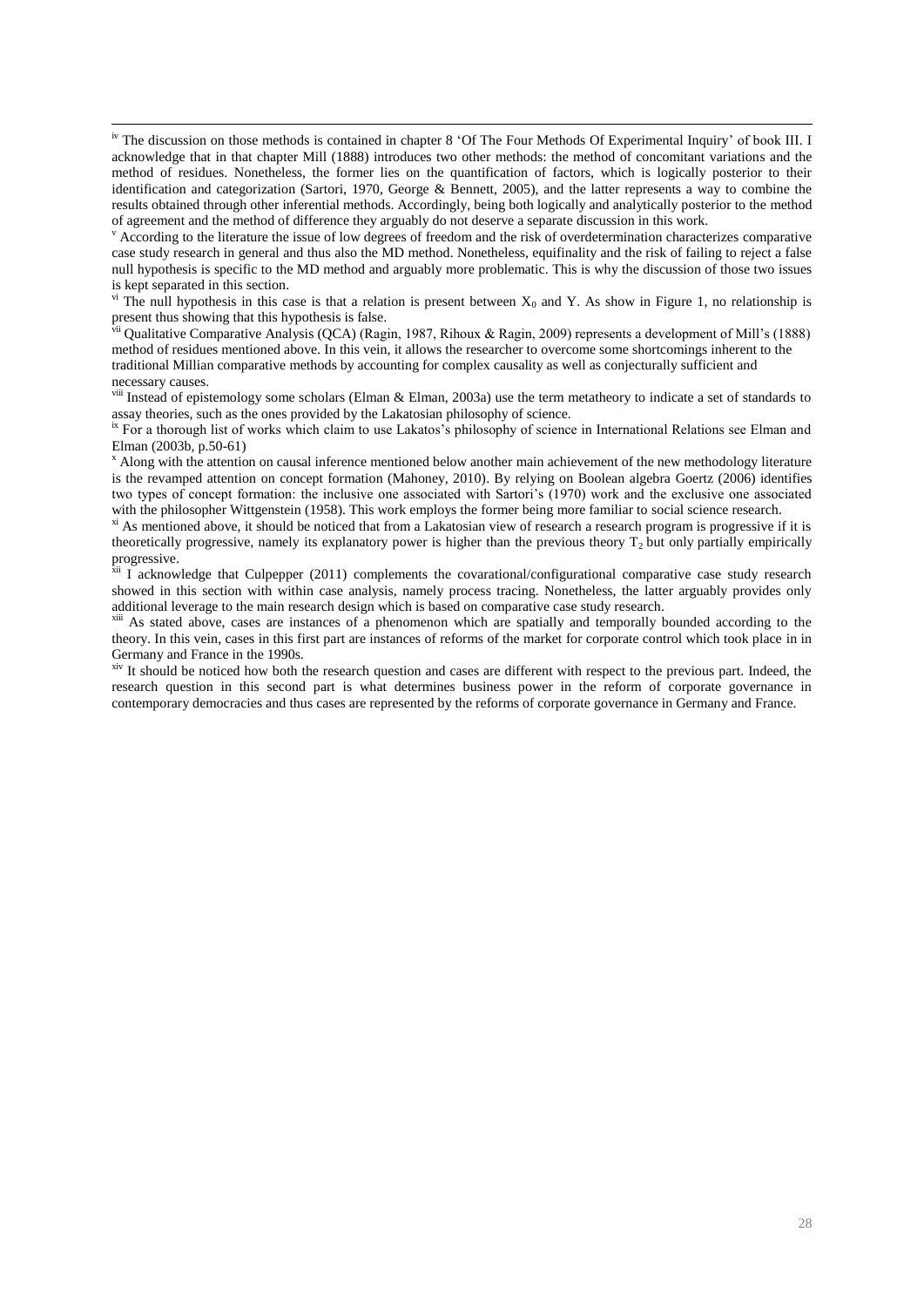[iv] The discussion on those methods is contained in chapter 8 'Of The Four Methods Of Experimental Inquiry' of book III. I acknowledge that in that chapter Mill (1888) introduces two other methods: the method of concomitant variations and the method of residues. Nonetheless, the former lies on the quantification of factors, which is logically posterior to their identification and categorization (Sartori, 1970, George & Bennett, 2005), and the latter represents a way to combine the results obtained through other inferential methods. Accordingly, being both logically and analytically posterior to the method of agreement and the method of difference they arguably do not deserve a separate discussion in this work.

[v] According to the literature the issue of low degrees of freedom and the risk of overdetermination characterizes comparative case study research in general and thus also the MD method. Nonetheless, equifinality and the risk of failing to reject a false null hypothesis is specific to the MD method and arguably more problematic. This is why the discussion of those two issues is kept separated in this section.

[vi] The null hypothesis in this case is that a relation is present between $X_0$ and Y. As show in Figure 1, no relationship is present thus showing that this hypothesis is false.

[vii] Qualitative Comparative Analysis (QCA) (Ragin, 1987, Rihoux & Ragin, 2009) represents a development of Mill's (1888) method of residues mentioned above. In this vein, it allows the researcher to overcome some shortcomings inherent to the traditional Millian comparative methods by accounting for complex causality as well as conjecturally sufficient and necessary causes.

[viii] Instead of epistemology some scholars (Elman & Elman, 2003a) use the term metatheory to indicate a set of standards to assay theories, such as the ones provided by the Lakatosian philosophy of science.

[ix] For a thorough list of works which claim to use Lakatos's philosophy of science in International Relations see Elman and Elman (2003b, p.50-61)

[x] Along with the attention on causal inference mentioned below another main achievement of the new methodology literature is the revamped attention on concept formation (Mahoney, 2010). By relying on Boolean algebra Goertz (2006) identifies two types of concept formation: the inclusive one associated with Sartori's (1970) work and the exclusive one associated with the philosopher Wittgenstein (1958). This work employs the former being more familiar to social science research.

[xi] As mentioned above, it should be noticed that from a Lakatosian view of research a research program is progressive if it is theoretically progressive, namely its explanatory power is higher than the previous theory $T_2$ but only partially empirically progressive.

[xii] I acknowledge that Culpepper (2011) complements the covarational/configurational comparative case study research showed in this section with within case analysis, namely process tracing. Nonetheless, the latter arguably provides only additional leverage to the main research design which is based on comparative case study research.

[xiii] As stated above, cases are instances of a phenomenon which are spatially and temporally bounded according to the theory. In this vein, cases in this first part are instances of reforms of the market for corporate control which took place in in Germany and France in the 1990s.

[xiv] It should be noticed how both the research question and cases are different with respect to the previous part. Indeed, the research question in this second part is what determines business power in the reform of corporate governance in contemporary democracies and thus cases are represented by the reforms of corporate governance in Germany and France.